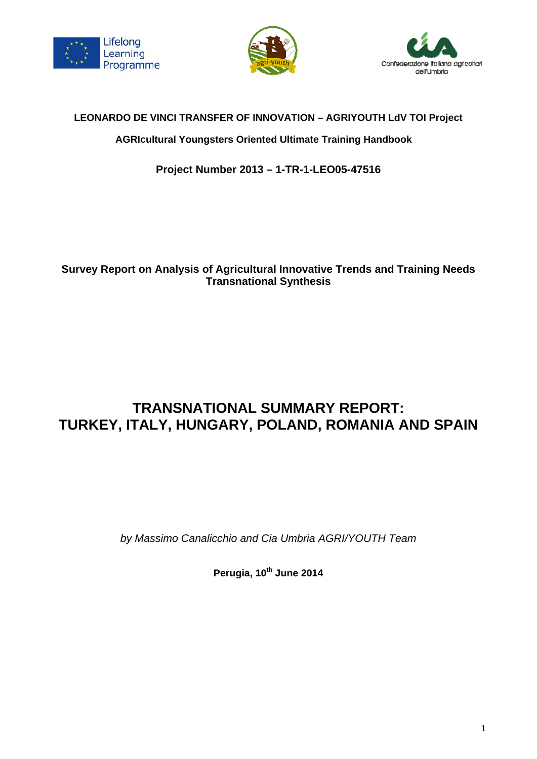**LEONARDO DE VINCI TRANSFER OF INNOVATION – AGRIYOUTH LdV TOI Project**

**AGRIcultural Youngsters Oriented Ultimate Training Handbook**

**Project Number 2013 – 1-TR-1-LEO05-47516**

**Survey Report on Analysis of Agricultural Innovative Trends and Training Needs Transnational Synthesis**

# TRANSNATIONAL SUMMARY REPORT: TURKEY, ITALY, HUNGARY, POLAND, ROMANIA AND SPAIN

*by Massimo Canalicchio and Cia Umbria AGRI/YOUTH Team*

**Perugia, 10th June 2014**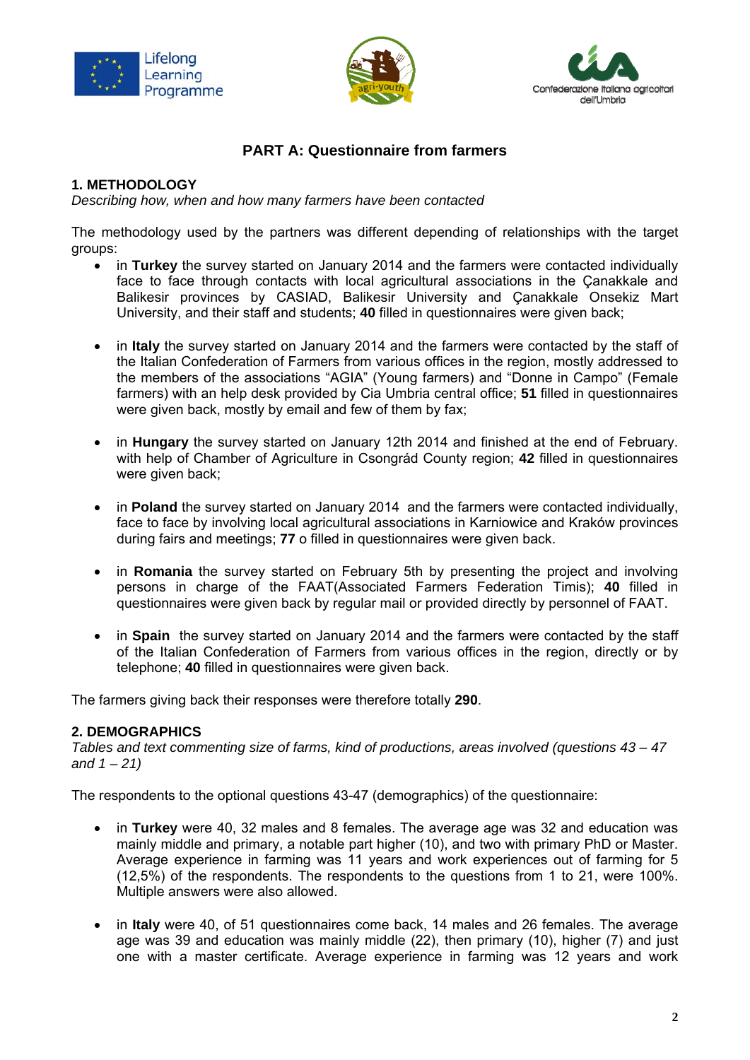## PART A: Questionnaire from farmers

### 1. METHODOLOGY

*Describing how, when and how many farmers have been contacted*

The methodology used by the partners was different depending of relationships with the target groups:

- in **Turkey** the survey started on January 2014 and the farmers were contacted individually face to face through contacts with local agricultural associations in the Çanakkale and Balikesir provinces by CASIAD, Balikesir University and Çanakkale Onsekiz Mart University, and their staff and students; **40** filled in questionnaires were given back;

- in **Italy** the survey started on January 2014 and the farmers were contacted by the staff of the Italian Confederation of Farmers from various offices in the region, mostly addressed to the members of the associations "AGIA" (Young farmers) and "Donne in Campo" (Female farmers) with an help desk provided by Cia Umbria central office; **51** filled in questionnaires were given back, mostly by email and few of them by fax;

- in **Hungary** the survey started on January 12th 2014 and finished at the end of February. with help of Chamber of Agriculture in Csongrád County region; **42** filled in questionnaires were given back;

- in **Poland** the survey started on January 2014 and the farmers were contacted individually, face to face by involving local agricultural associations in Karniowice and Kraków provinces during fairs and meetings; **77** o filled in questionnaires were given back.

- in **Romania** the survey started on February 5th by presenting the project and involving persons in charge of the FAAT(Associated Farmers Federation Timis); **40** filled in questionnaires were given back by regular mail or provided directly by personnel of FAAT.

- in **Spain** the survey started on January 2014 and the farmers were contacted by the staff of the Italian Confederation of Farmers from various offices in the region, directly or by telephone; **40** filled in questionnaires were given back.

The farmers giving back their responses were therefore totally **290**.

### 2. DEMOGRAPHICS

*Tables and text commenting size of farms, kind of productions, areas involved (questions 43 – 47 and 1 – 21)*

The respondents to the optional questions 43-47 (demographics) of the questionnaire:

- in **Turkey** were 40, 32 males and 8 females. The average age was 32 and education was mainly middle and primary, a notable part higher (10), and two with primary PhD or Master. Average experience in farming was 11 years and work experiences out of farming for 5 (12,5%) of the respondents. The respondents to the questions from 1 to 21, were 100%. Multiple answers were also allowed.

- in **Italy** were 40, of 51 questionnaires come back, 14 males and 26 females. The average age was 39 and education was mainly middle (22), then primary (10), higher (7) and just one with a master certificate. Average experience in farming was 12 years and work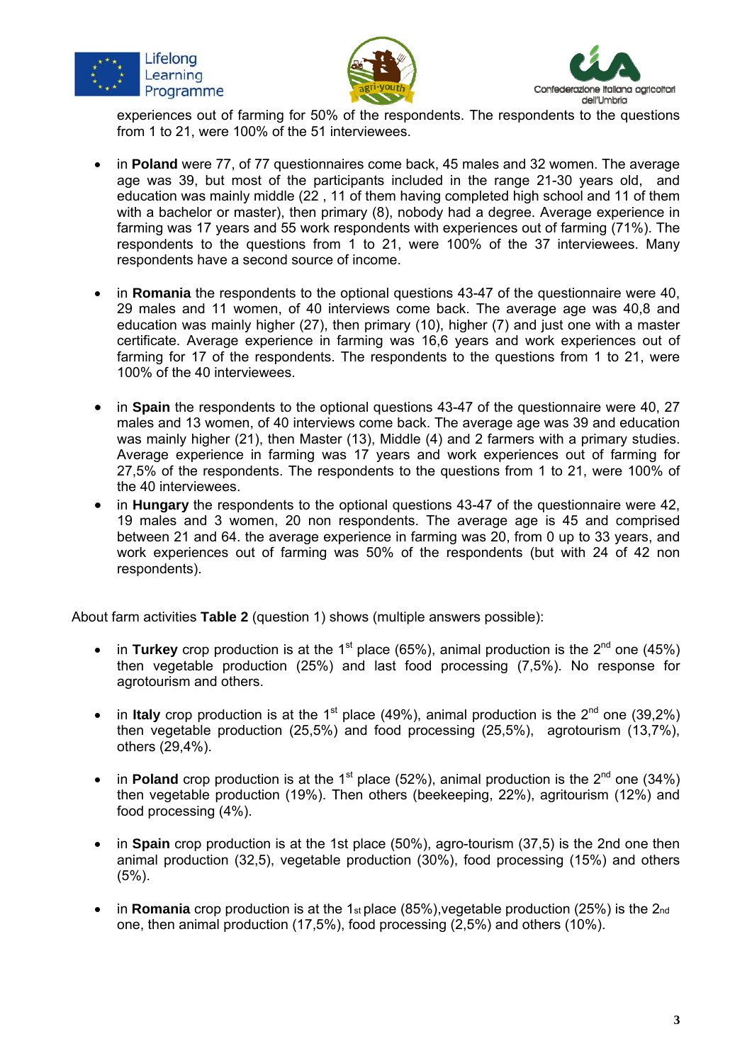experiences out of farming for 50% of the respondents. The respondents to the questions from 1 to 21, were 100% of the 51 interviewees.

- in **Poland** were 77, of 77 questionnaires come back, 45 males and 32 women. The average age was 39, but most of the participants included in the range 21-30 years old, and education was mainly middle (22 , 11 of them having completed high school and 11 of them with a bachelor or master), then primary (8), nobody had a degree. Average experience in farming was 17 years and 55 work respondents with experiences out of farming (71%). The respondents to the questions from 1 to 21, were 100% of the 37 interviewees. Many respondents have a second source of income.

- in **Romania** the respondents to the optional questions 43-47 of the questionnaire were 40, 29 males and 11 women, of 40 interviews come back. The average age was 40,8 and education was mainly higher (27), then primary (10), higher (7) and just one with a master certificate. Average experience in farming was 16,6 years and work experiences out of farming for 17 of the respondents. The respondents to the questions from 1 to 21, were 100% of the 40 interviewees.

- in **Spain** the respondents to the optional questions 43-47 of the questionnaire were 40, 27 males and 13 women, of 40 interviews come back. The average age was 39 and education was mainly higher (21), then Master (13), Middle (4) and 2 farmers with a primary studies. Average experience in farming was 17 years and work experiences out of farming for 27,5% of the respondents. The respondents to the questions from 1 to 21, were 100% of the 40 interviewees.
- in **Hungary** the respondents to the optional questions 43-47 of the questionnaire were 42, 19 males and 3 women, 20 non respondents. The average age is 45 and comprised between 21 and 64. the average experience in farming was 20, from 0 up to 33 years, and work experiences out of farming was 50% of the respondents (but with 24 of 42 non respondents).

About farm activities **Table 2** (question 1) shows (multiple answers possible):

- in **Turkey** crop production is at the 1st place (65%), animal production is the 2nd one (45%) then vegetable production (25%) and last food processing (7,5%). No response for agrotourism and others.

- in **Italy** crop production is at the 1st place (49%), animal production is the 2nd one (39,2%) then vegetable production (25,5%) and food processing (25,5%), agrotourism (13,7%), others (29,4%).

- in **Poland** crop production is at the 1st place (52%), animal production is the 2nd one (34%) then vegetable production (19%). Then others (beekeeping, 22%), agritourism (12%) and food processing (4%).

- in **Spain** crop production is at the 1st place (50%), agro-tourism (37,5) is the 2nd one then animal production (32,5), vegetable production (30%), food processing (15%) and others (5%).

- in **Romania** crop production is at the 1st place (85%),vegetable production (25%) is the 2nd one, then animal production (17,5%), food processing (2,5%) and others (10%).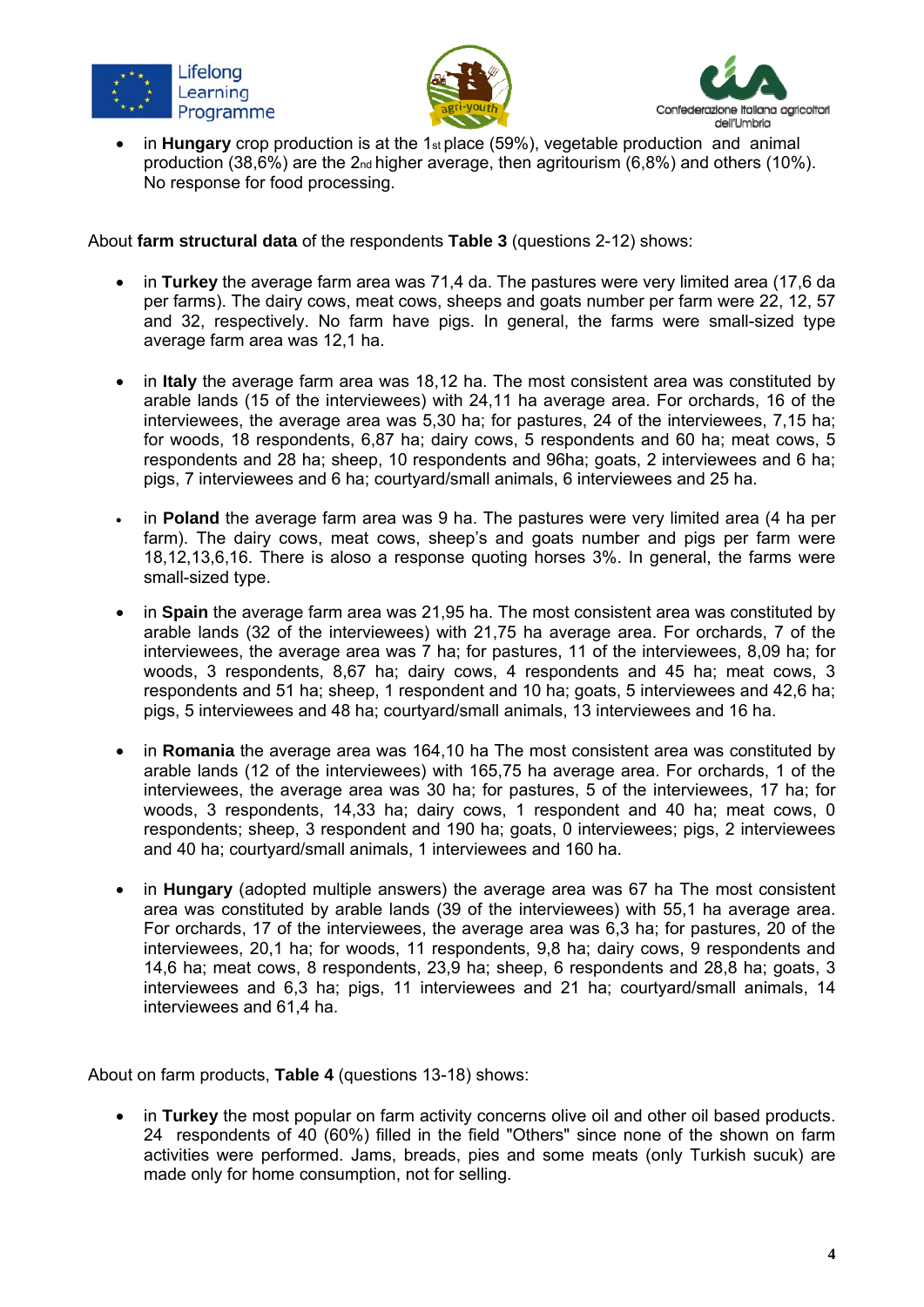- in **Hungary** crop production is at the 1st place (59%), vegetable production and animal production (38,6%) are the 2nd higher average, then agritourism (6,8%) and others (10%). No response for food processing.

About **farm structural data** of the respondents **Table 3** (questions 2-12) shows:

- in **Turkey** the average farm area was 71,4 da. The pastures were very limited area (17,6 da per farms). The dairy cows, meat cows, sheeps and goats number per farm were 22, 12, 57 and 32, respectively. No farm have pigs. In general, the farms were small-sized type average farm area was 12,1 ha.

- in **Italy** the average farm area was 18,12 ha. The most consistent area was constituted by arable lands (15 of the interviewees) with 24,11 ha average area. For orchards, 16 of the interviewees, the average area was 5,30 ha; for pastures, 24 of the interviewees, 7,15 ha; for woods, 18 respondents, 6,87 ha; dairy cows, 5 respondents and 60 ha; meat cows, 5 respondents and 28 ha; sheep, 10 respondents and 96ha; goats, 2 interviewees and 6 ha; pigs, 7 interviewees and 6 ha; courtyard/small animals, 6 interviewees and 25 ha.

- in **Poland** the average farm area was 9 ha. The pastures were very limited area (4 ha per farm). The dairy cows, meat cows, sheep's and goats number and pigs per farm were 18,12,13,6,16. There is aloso a response quoting horses 3%. In general, the farms were small-sized type.

- in **Spain** the average farm area was 21,95 ha. The most consistent area was constituted by arable lands (32 of the interviewees) with 21,75 ha average area. For orchards, 7 of the interviewees, the average area was 7 ha; for pastures, 11 of the interviewees, 8,09 ha; for woods, 3 respondents, 8,67 ha; dairy cows, 4 respondents and 45 ha; meat cows, 3 respondents and 51 ha; sheep, 1 respondent and 10 ha; goats, 5 interviewees and 42,6 ha; pigs, 5 interviewees and 48 ha; courtyard/small animals, 13 interviewees and 16 ha.

- in **Romania** the average area was 164,10 ha The most consistent area was constituted by arable lands (12 of the interviewees) with 165,75 ha average area. For orchards, 1 of the interviewees, the average area was 30 ha; for pastures, 5 of the interviewees, 17 ha; for woods, 3 respondents, 14,33 ha; dairy cows, 1 respondent and 40 ha; meat cows, 0 respondents; sheep, 3 respondent and 190 ha; goats, 0 interviewees; pigs, 2 interviewees and 40 ha; courtyard/small animals, 1 interviewees and 160 ha.

- in **Hungary** (adopted multiple answers) the average area was 67 ha The most consistent area was constituted by arable lands (39 of the interviewees) with 55,1 ha average area. For orchards, 17 of the interviewees, the average area was 6,3 ha; for pastures, 20 of the interviewees, 20,1 ha; for woods, 11 respondents, 9,8 ha; dairy cows, 9 respondents and 14,6 ha; meat cows, 8 respondents, 23,9 ha; sheep, 6 respondents and 28,8 ha; goats, 3 interviewees and 6,3 ha; pigs, 11 interviewees and 21 ha; courtyard/small animals, 14 interviewees and 61,4 ha.

About on farm products, **Table 4** (questions 13-18) shows:

- in **Turkey** the most popular on farm activity concerns olive oil and other oil based products. 24 respondents of 40 (60%) filled in the field "Others" since none of the shown on farm activities were performed. Jams, breads, pies and some meats (only Turkish sucuk) are made only for home consumption, not for selling.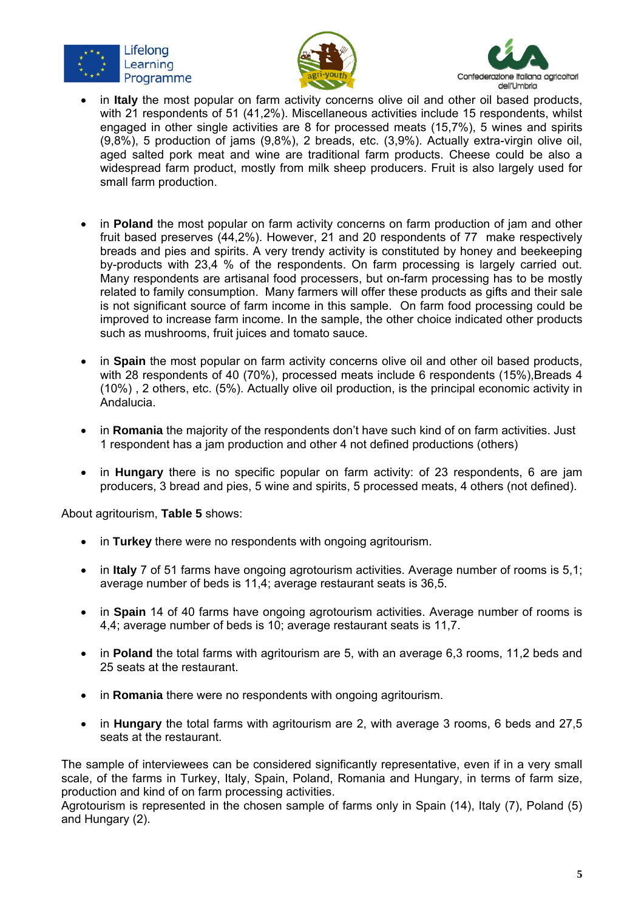- in **Italy** the most popular on farm activity concerns olive oil and other oil based products, with 21 respondents of 51 (41,2%). Miscellaneous activities include 15 respondents, whilst engaged in other single activities are 8 for processed meats (15,7%), 5 wines and spirits (9,8%), 5 production of jams (9,8%), 2 breads, etc. (3,9%). Actually extra-virgin olive oil, aged salted pork meat and wine are traditional farm products. Cheese could be also a widespread farm product, mostly from milk sheep producers. Fruit is also largely used for small farm production.

- in **Poland** the most popular on farm activity concerns on farm production of jam and other fruit based preserves (44,2%). However, 21 and 20 respondents of 77 make respectively breads and pies and spirits. A very trendy activity is constituted by honey and beekeeping by-products with 23,4 % of the respondents. On farm processing is largely carried out. Many respondents are artisanal food processers, but on-farm processing has to be mostly related to family consumption. Many farmers will offer these products as gifts and their sale is not significant source of farm income in this sample. On farm food processing could be improved to increase farm income. In the sample, the other choice indicated other products such as mushrooms, fruit juices and tomato sauce.

- in **Spain** the most popular on farm activity concerns olive oil and other oil based products, with 28 respondents of 40 (70%), processed meats include 6 respondents (15%),Breads 4 (10%) , 2 others, etc. (5%). Actually olive oil production, is the principal economic activity in Andalucia.

- in **Romania** the majority of the respondents don't have such kind of on farm activities. Just 1 respondent has a jam production and other 4 not defined productions (others)

- in **Hungary** there is no specific popular on farm activity: of 23 respondents, 6 are jam producers, 3 bread and pies, 5 wine and spirits, 5 processed meats, 4 others (not defined).

About agritourism, **Table 5** shows:

- in **Turkey** there were no respondents with ongoing agritourism.

- in **Italy** 7 of 51 farms have ongoing agrotourism activities. Average number of rooms is 5,1; average number of beds is 11,4; average restaurant seats is 36,5.

- in **Spain** 14 of 40 farms have ongoing agrotourism activities. Average number of rooms is 4,4; average number of beds is 10; average restaurant seats is 11,7.

- in **Poland** the total farms with agritourism are 5, with an average 6,3 rooms, 11,2 beds and 25 seats at the restaurant.

- in **Romania** there were no respondents with ongoing agritourism.

- in **Hungary** the total farms with agritourism are 2, with average 3 rooms, 6 beds and 27,5 seats at the restaurant.

The sample of interviewees can be considered significantly representative, even if in a very small scale, of the farms in Turkey, Italy, Spain, Poland, Romania and Hungary, in terms of farm size, production and kind of on farm processing activities.
Agrotourism is represented in the chosen sample of farms only in Spain (14), Italy (7), Poland (5) and Hungary (2).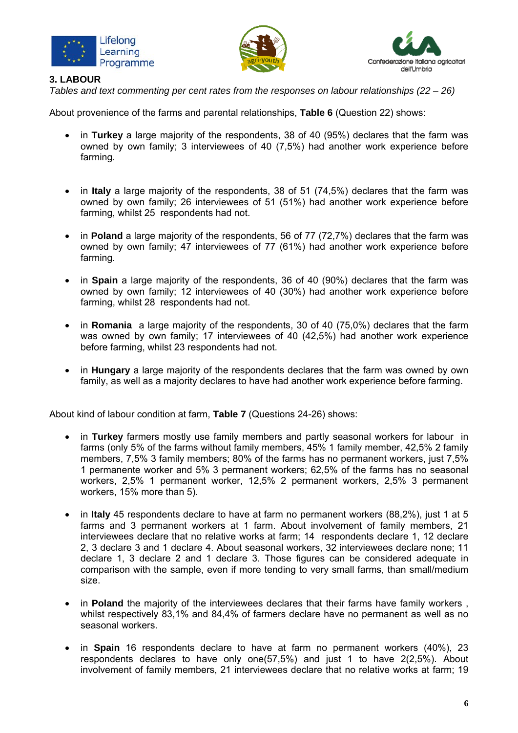## 3. LABOUR

*Tables and text commenting per cent rates from the responses on labour relationships (22 – 26)*

About provenience of the farms and parental relationships, **Table 6** (Question 22) shows:

- in **Turkey** a large majority of the respondents, 38 of 40 (95%) declares that the farm was owned by own family; 3 interviewees of 40 (7,5%) had another work experience before farming.

- in **Italy** a large majority of the respondents, 38 of 51 (74,5%) declares that the farm was owned by own family; 26 interviewees of 51 (51%) had another work experience before farming, whilst 25 respondents had not.

- in **Poland** a large majority of the respondents, 56 of 77 (72,7%) declares that the farm was owned by own family; 47 interviewees of 77 (61%) had another work experience before farming.

- in **Spain** a large majority of the respondents, 36 of 40 (90%) declares that the farm was owned by own family; 12 interviewees of 40 (30%) had another work experience before farming, whilst 28 respondents had not.

- in **Romania** a large majority of the respondents, 30 of 40 (75,0%) declares that the farm was owned by own family; 17 interviewees of 40 (42,5%) had another work experience before farming, whilst 23 respondents had not.

- in **Hungary** a large majority of the respondents declares that the farm was owned by own family, as well as a majority declares to have had another work experience before farming.

About kind of labour condition at farm, **Table 7** (Questions 24-26) shows:

- in **Turkey** farmers mostly use family members and partly seasonal workers for labour in farms (only 5% of the farms without family members, 45% 1 family member, 42,5% 2 family members, 7,5% 3 family members; 80% of the farms has no permanent workers, just 7,5% 1 permanente worker and 5% 3 permanent workers; 62,5% of the farms has no seasonal workers, 2,5% 1 permanent worker, 12,5% 2 permanent workers, 2,5% 3 permanent workers, 15% more than 5).

- in **Italy** 45 respondents declare to have at farm no permanent workers (88,2%), just 1 at 5 farms and 3 permanent workers at 1 farm. About involvement of family members, 21 interviewees declare that no relative works at farm; 14 respondents declare 1, 12 declare 2, 3 declare 3 and 1 declare 4. About seasonal workers, 32 interviewees declare none; 11 declare 1, 3 declare 2 and 1 declare 3. Those figures can be considered adequate in comparison with the sample, even if more tending to very small farms, than small/medium size.

- in **Poland** the majority of the interviewees declares that their farms have family workers , whilst respectively 83,1% and 84,4% of farmers declare have no permanent as well as no seasonal workers.

- in **Spain** 16 respondents declare to have at farm no permanent workers (40%), 23 respondents declares to have only one(57,5%) and just 1 to have 2(2,5%). About involvement of family members, 21 interviewees declare that no relative works at farm; 19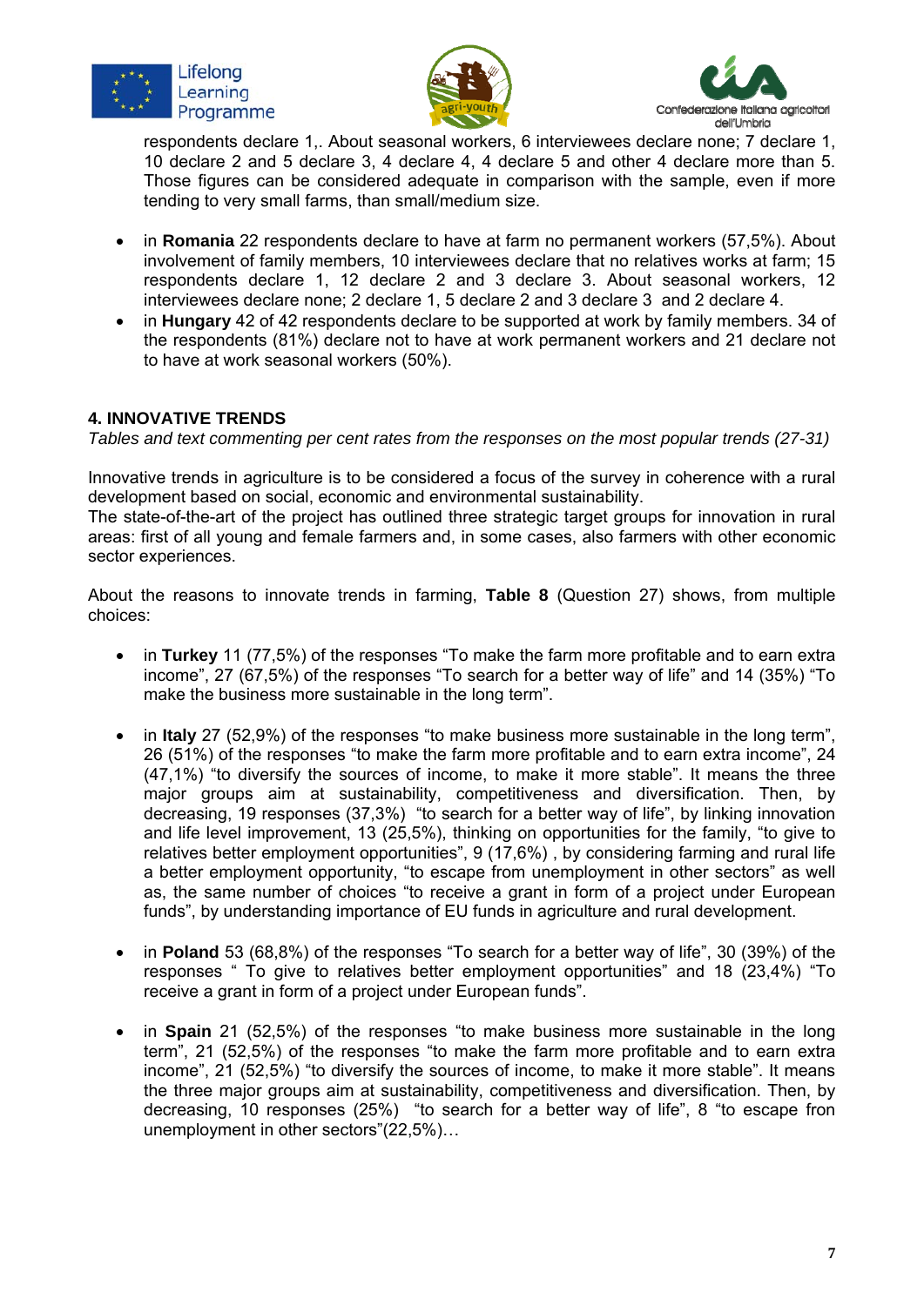respondents declare 1,. About seasonal workers, 6 interviewees declare none; 7 declare 1, 10 declare 2 and 5 declare 3, 4 declare 4, 4 declare 5 and other 4 declare more than 5. Those figures can be considered adequate in comparison with the sample, even if more tending to very small farms, than small/medium size.

- in **Romania** 22 respondents declare to have at farm no permanent workers (57,5%). About involvement of family members, 10 interviewees declare that no relatives works at farm; 15 respondents declare 1, 12 declare 2 and 3 declare 3. About seasonal workers, 12 interviewees declare none; 2 declare 1, 5 declare 2 and 3 declare 3 and 2 declare 4.
- in **Hungary** 42 of 42 respondents declare to be supported at work by family members. 34 of the respondents (81%) declare not to have at work permanent workers and 21 declare not to have at work seasonal workers (50%).

### 4. INNOVATIVE TRENDS

*Tables and text commenting per cent rates from the responses on the most popular trends (27-31)*

Innovative trends in agriculture is to be considered a focus of the survey in coherence with a rural development based on social, economic and environmental sustainability.
The state-of-the-art of the project has outlined three strategic target groups for innovation in rural areas: first of all young and female farmers and, in some cases, also farmers with other economic sector experiences.

About the reasons to innovate trends in farming, **Table 8** (Question 27) shows, from multiple choices:

- in **Turkey** 11 (77,5%) of the responses "To make the farm more profitable and to earn extra income", 27 (67,5%) of the responses "To search for a better way of life" and 14 (35%) "To make the business more sustainable in the long term".

- in **Italy** 27 (52,9%) of the responses "to make business more sustainable in the long term", 26 (51%) of the responses "to make the farm more profitable and to earn extra income", 24 (47,1%) "to diversify the sources of income, to make it more stable". It means the three major groups aim at sustainability, competitiveness and diversification. Then, by decreasing, 19 responses (37,3%) "to search for a better way of life", by linking innovation and life level improvement, 13 (25,5%), thinking on opportunities for the family, "to give to relatives better employment opportunities", 9 (17,6%) , by considering farming and rural life a better employment opportunity, "to escape from unemployment in other sectors" as well as, the same number of choices "to receive a grant in form of a project under European funds", by understanding importance of EU funds in agriculture and rural development.

- in **Poland** 53 (68,8%) of the responses "To search for a better way of life", 30 (39%) of the responses " To give to relatives better employment opportunities" and 18 (23,4%) "To receive a grant in form of a project under European funds".

- in **Spain** 21 (52,5%) of the responses "to make business more sustainable in the long term", 21 (52,5%) of the responses "to make the farm more profitable and to earn extra income", 21 (52,5%) "to diversify the sources of income, to make it more stable". It means the three major groups aim at sustainability, competitiveness and diversification. Then, by decreasing, 10 responses (25%) "to search for a better way of life", 8 "to escape fron unemployment in other sectors"(22,5%)…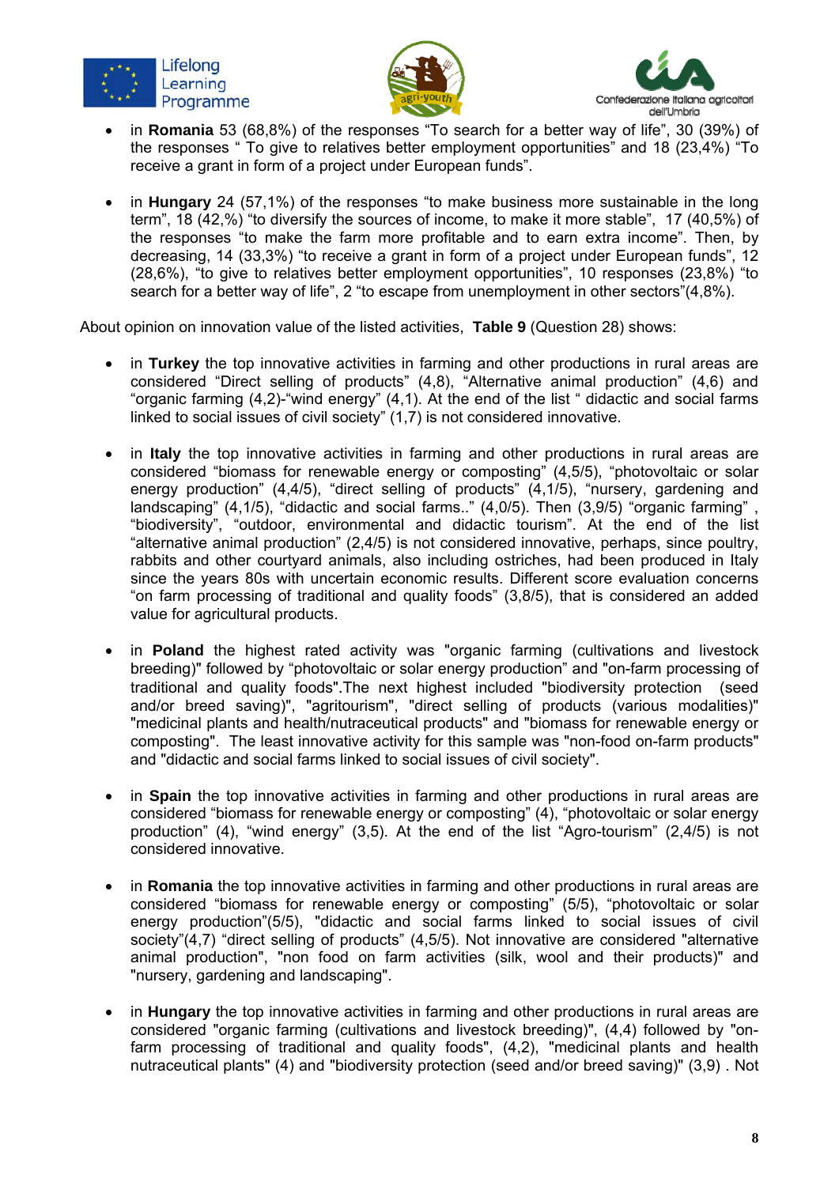- in **Romania** 53 (68,8%) of the responses “To search for a better way of life”, 30 (39%) of the responses “ To give to relatives better employment opportunities” and 18 (23,4%) “To receive a grant in form of a project under European funds”.

- in **Hungary** 24 (57,1%) of the responses “to make business more sustainable in the long term”, 18 (42,%) “to diversify the sources of income, to make it more stable”, 17 (40,5%) of the responses “to make the farm more profitable and to earn extra income”. Then, by decreasing, 14 (33,3%) “to receive a grant in form of a project under European funds”, 12 (28,6%), “to give to relatives better employment opportunities”, 10 responses (23,8%) “to search for a better way of life”, 2 “to escape from unemployment in other sectors”(4,8%).

About opinion on innovation value of the listed activities, **Table 9** (Question 28) shows:

- in **Turkey** the top innovative activities in farming and other productions in rural areas are considered “Direct selling of products” (4,8), “Alternative animal production” (4,6) and “organic farming (4,2)-“wind energy” (4,1). At the end of the list “ didactic and social farms linked to social issues of civil society” (1,7) is not considered innovative.

- in **Italy** the top innovative activities in farming and other productions in rural areas are considered “biomass for renewable energy or composting” (4,5/5), “photovoltaic or solar energy production” (4,4/5), “direct selling of products” (4,1/5), “nursery, gardening and landscaping” (4,1/5), “didactic and social farms..” (4,0/5). Then (3,9/5) “organic farming” , “biodiversity”, “outdoor, environmental and didactic tourism”. At the end of the list “alternative animal production” (2,4/5) is not considered innovative, perhaps, since poultry, rabbits and other courtyard animals, also including ostriches, had been produced in Italy since the years 80s with uncertain economic results. Different score evaluation concerns “on farm processing of traditional and quality foods” (3,8/5), that is considered an added value for agricultural products.

- in **Poland** the highest rated activity was "organic farming (cultivations and livestock breeding)" followed by “photovoltaic or solar energy production” and "on-farm processing of traditional and quality foods".The next highest included "biodiversity protection (seed and/or breed saving)", "agritourism", "direct selling of products (various modalities)" "medicinal plants and health/nutraceutical products" and "biomass for renewable energy or composting". The least innovative activity for this sample was "non-food on-farm products" and "didactic and social farms linked to social issues of civil society".

- in **Spain** the top innovative activities in farming and other productions in rural areas are considered “biomass for renewable energy or composting” (4), “photovoltaic or solar energy production” (4), “wind energy” (3,5). At the end of the list “Agro-tourism” (2,4/5) is not considered innovative.

- in **Romania** the top innovative activities in farming and other productions in rural areas are considered “biomass for renewable energy or composting” (5/5), “photovoltaic or solar energy production”(5/5), "didactic and social farms linked to social issues of civil society"(4,7) “direct selling of products” (4,5/5). Not innovative are considered "alternative animal production", "non food on farm activities (silk, wool and their products)" and "nursery, gardening and landscaping".

- in **Hungary** the top innovative activities in farming and other productions in rural areas are considered "organic farming (cultivations and livestock breeding)", (4,4) followed by "on-farm processing of traditional and quality foods", (4,2), "medicinal plants and health nutraceutical plants" (4) and "biodiversity protection (seed and/or breed saving)" (3,9) . Not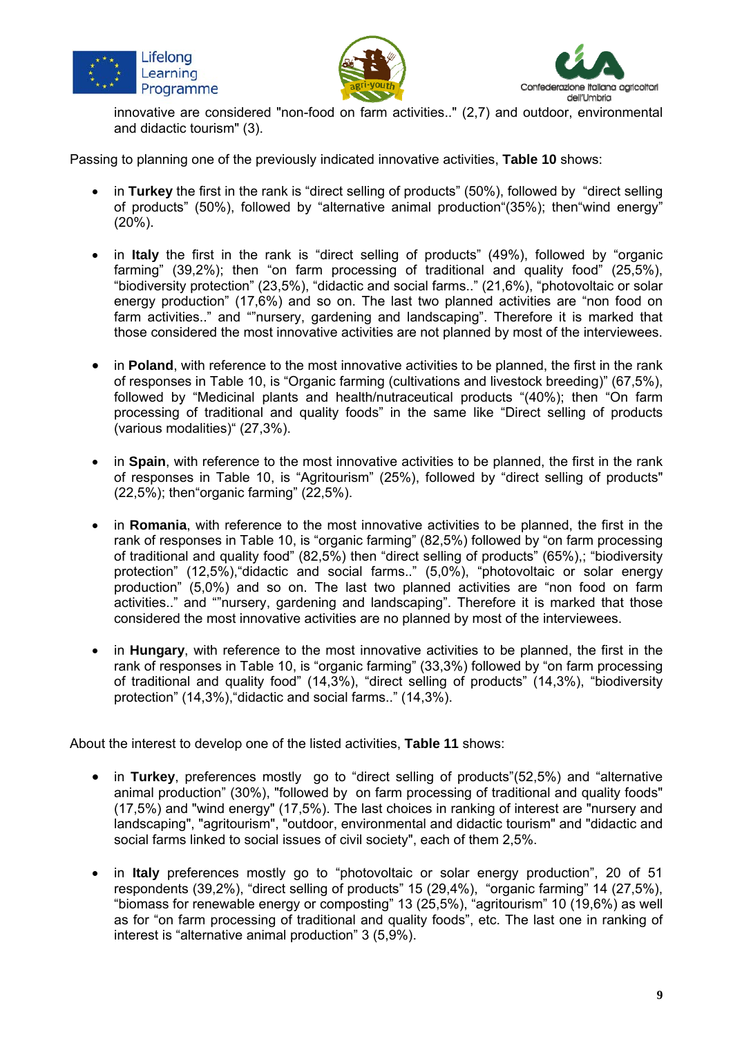innovative are considered "non-food on farm activities.." (2,7) and outdoor, environmental and didactic tourism" (3).

Passing to planning one of the previously indicated innovative activities, **Table 10** shows:

- in **Turkey** the first in the rank is “direct selling of products” (50%), followed by “direct selling of products” (50%), followed by “alternative animal production“(35%); then“wind energy” (20%).

- in **Italy** the first in the rank is “direct selling of products” (49%), followed by “organic farming” (39,2%); then “on farm processing of traditional and quality food” (25,5%), “biodiversity protection” (23,5%), “didactic and social farms..” (21,6%), “photovoltaic or solar energy production” (17,6%) and so on. The last two planned activities are “non food on farm activities..” and “”nursery, gardening and landscaping”. Therefore it is marked that those considered the most innovative activities are not planned by most of the interviewees.

- in **Poland**, with reference to the most innovative activities to be planned, the first in the rank of responses in Table 10, is “Organic farming (cultivations and livestock breeding)” (67,5%), followed by “Medicinal plants and health/nutraceutical products “(40%); then “On farm processing of traditional and quality foods” in the same like “Direct selling of products (various modalities)“ (27,3%).

- in **Spain**, with reference to the most innovative activities to be planned, the first in the rank of responses in Table 10, is “Agritourism” (25%), followed by “direct selling of products" (22,5%); then“organic farming” (22,5%).

- in **Romania**, with reference to the most innovative activities to be planned, the first in the rank of responses in Table 10, is “organic farming” (82,5%) followed by “on farm processing of traditional and quality food” (82,5%) then “direct selling of products” (65%),; “biodiversity protection” (12,5%),“didactic and social farms..” (5,0%), “photovoltaic or solar energy production” (5,0%) and so on. The last two planned activities are “non food on farm activities..” and “”nursery, gardening and landscaping”. Therefore it is marked that those considered the most innovative activities are no planned by most of the interviewees.

- in **Hungary**, with reference to the most innovative activities to be planned, the first in the rank of responses in Table 10, is “organic farming” (33,3%) followed by “on farm processing of traditional and quality food” (14,3%), “direct selling of products” (14,3%), “biodiversity protection” (14,3%),“didactic and social farms..” (14,3%).

About the interest to develop one of the listed activities, **Table 11** shows:

- in **Turkey**, preferences mostly go to “direct selling of products”(52,5%) and “alternative animal production” (30%), "followed by on farm processing of traditional and quality foods" (17,5%) and "wind energy" (17,5%). The last choices in ranking of interest are "nursery and landscaping", "agritourism", "outdoor, environmental and didactic tourism" and "didactic and social farms linked to social issues of civil society", each of them 2,5%.

- in **Italy** preferences mostly go to “photovoltaic or solar energy production”, 20 of 51 respondents (39,2%), “direct selling of products” 15 (29,4%), “organic farming” 14 (27,5%), “biomass for renewable energy or composting” 13 (25,5%), “agritourism” 10 (19,6%) as well as for “on farm processing of traditional and quality foods”, etc. The last one in ranking of interest is “alternative animal production” 3 (5,9%).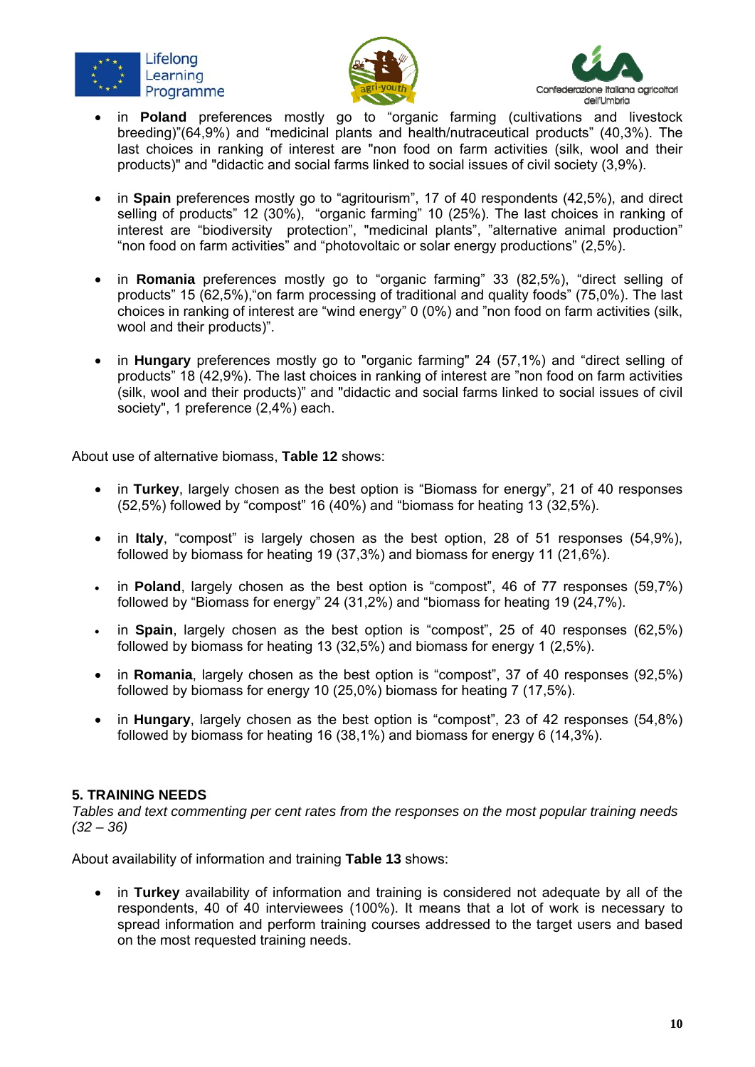- in **Poland** preferences mostly go to "organic farming (cultivations and livestock breeding)"(64,9%) and "medicinal plants and health/nutraceutical products" (40,3%). The last choices in ranking of interest are "non food on farm activities (silk, wool and their products)" and "didactic and social farms linked to social issues of civil society (3,9%).

- in **Spain** preferences mostly go to "agritourism", 17 of 40 respondents (42,5%), and direct selling of products" 12 (30%), "organic farming" 10 (25%). The last choices in ranking of interest are "biodiversity protection", "medicinal plants", "alternative animal production" "non food on farm activities" and "photovoltaic or solar energy productions" (2,5%).

- in **Romania** preferences mostly go to "organic farming" 33 (82,5%), "direct selling of products" 15 (62,5%),"on farm processing of traditional and quality foods" (75,0%). The last choices in ranking of interest are "wind energy" 0 (0%) and "non food on farm activities (silk, wool and their products)".

- in **Hungary** preferences mostly go to "organic farming" 24 (57,1%) and "direct selling of products" 18 (42,9%). The last choices in ranking of interest are "non food on farm activities (silk, wool and their products)" and "didactic and social farms linked to social issues of civil society", 1 preference (2,4%) each.

About use of alternative biomass, **Table 12** shows:

- in **Turkey**, largely chosen as the best option is "Biomass for energy", 21 of 40 responses (52,5%) followed by "compost" 16 (40%) and "biomass for heating 13 (32,5%).

- in **Italy**, "compost" is largely chosen as the best option, 28 of 51 responses (54,9%), followed by biomass for heating 19 (37,3%) and biomass for energy 11 (21,6%).

- in **Poland**, largely chosen as the best option is "compost", 46 of 77 responses (59,7%) followed by "Biomass for energy" 24 (31,2%) and "biomass for heating 19 (24,7%).

- in **Spain**, largely chosen as the best option is "compost", 25 of 40 responses (62,5%) followed by biomass for heating 13 (32,5%) and biomass for energy 1 (2,5%).

- in **Romania**, largely chosen as the best option is "compost", 37 of 40 responses (92,5%) followed by biomass for energy 10 (25,0%) biomass for heating 7 (17,5%).

- in **Hungary**, largely chosen as the best option is "compost", 23 of 42 responses (54,8%) followed by biomass for heating 16 (38,1%) and biomass for energy 6 (14,3%).

## 5. TRAINING NEEDS

*Tables and text commenting per cent rates from the responses on the most popular training needs (32 – 36)*

About availability of information and training **Table 13** shows:

- in **Turkey** availability of information and training is considered not adequate by all of the respondents, 40 of 40 interviewees (100%). It means that a lot of work is necessary to spread information and perform training courses addressed to the target users and based on the most requested training needs.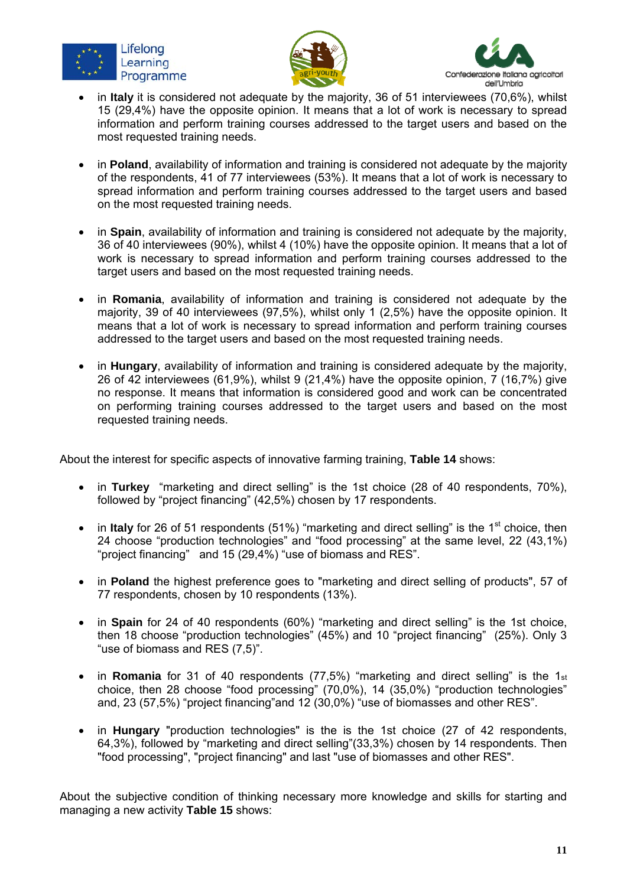- in **Italy** it is considered not adequate by the majority, 36 of 51 interviewees (70,6%), whilst 15 (29,4%) have the opposite opinion. It means that a lot of work is necessary to spread information and perform training courses addressed to the target users and based on the most requested training needs.

- in **Poland**, availability of information and training is considered not adequate by the majority of the respondents, 41 of 77 interviewees (53%). It means that a lot of work is necessary to spread information and perform training courses addressed to the target users and based on the most requested training needs.

- in **Spain**, availability of information and training is considered not adequate by the majority, 36 of 40 interviewees (90%), whilst 4 (10%) have the opposite opinion. It means that a lot of work is necessary to spread information and perform training courses addressed to the target users and based on the most requested training needs.

- in **Romania**, availability of information and training is considered not adequate by the majority, 39 of 40 interviewees (97,5%), whilst only 1 (2,5%) have the opposite opinion. It means that a lot of work is necessary to spread information and perform training courses addressed to the target users and based on the most requested training needs.

- in **Hungary**, availability of information and training is considered adequate by the majority, 26 of 42 interviewees (61,9%), whilst 9 (21,4%) have the opposite opinion, 7 (16,7%) give no response. It means that information is considered good and work can be concentrated on performing training courses addressed to the target users and based on the most requested training needs.

About the interest for specific aspects of innovative farming training, **Table 14** shows:

- in **Turkey** "marketing and direct selling" is the 1st choice (28 of 40 respondents, 70%), followed by "project financing" (42,5%) chosen by 17 respondents.

- in **Italy** for 26 of 51 respondents (51%) "marketing and direct selling" is the 1st choice, then 24 choose "production technologies" and "food processing" at the same level, 22 (43,1%) "project financing" and 15 (29,4%) "use of biomass and RES".

- in **Poland** the highest preference goes to "marketing and direct selling of products", 57 of 77 respondents, chosen by 10 respondents (13%).

- in **Spain** for 24 of 40 respondents (60%) "marketing and direct selling" is the 1st choice, then 18 choose "production technologies" (45%) and 10 "project financing" (25%). Only 3 "use of biomass and RES (7,5)".

- in **Romania** for 31 of 40 respondents (77,5%) "marketing and direct selling" is the 1st choice, then 28 choose "food processing" (70,0%), 14 (35,0%) "production technologies" and, 23 (57,5%) "project financing"and 12 (30,0%) "use of biomasses and other RES".

- in **Hungary** "production technologies" is the is the 1st choice (27 of 42 respondents, 64,3%), followed by "marketing and direct selling"(33,3%) chosen by 14 respondents. Then "food processing", "project financing" and last "use of biomasses and other RES".

About the subjective condition of thinking necessary more knowledge and skills for starting and managing a new activity **Table 15** shows: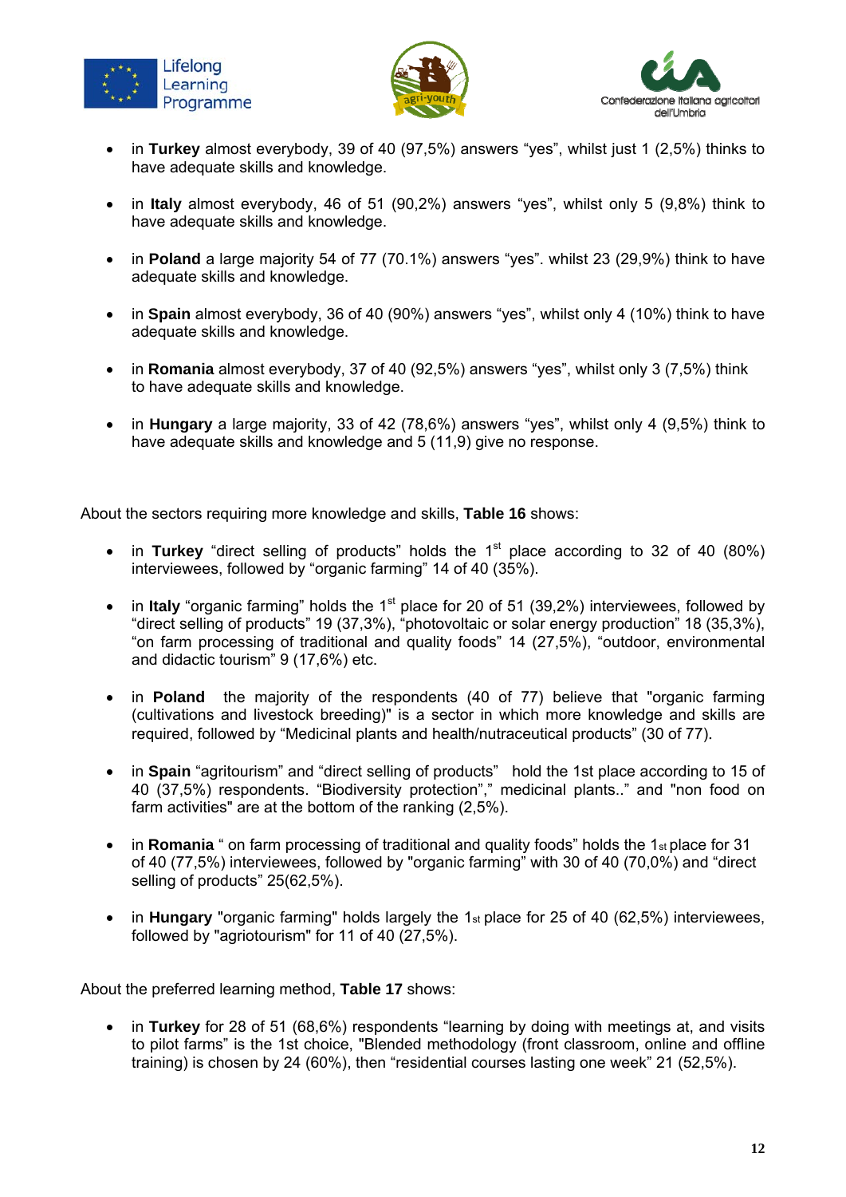- in **Turkey** almost everybody, 39 of 40 (97,5%) answers "yes", whilst just 1 (2,5%) thinks to have adequate skills and knowledge.
- in **Italy** almost everybody, 46 of 51 (90,2%) answers "yes", whilst only 5 (9,8%) think to have adequate skills and knowledge.
- in **Poland** a large majority 54 of 77 (70.1%) answers "yes". whilst 23 (29,9%) think to have adequate skills and knowledge.
- in **Spain** almost everybody, 36 of 40 (90%) answers "yes", whilst only 4 (10%) think to have adequate skills and knowledge.
- in **Romania** almost everybody, 37 of 40 (92,5%) answers "yes", whilst only 3 (7,5%) think to have adequate skills and knowledge.
- in **Hungary** a large majority, 33 of 42 (78,6%) answers "yes", whilst only 4 (9,5%) think to have adequate skills and knowledge and 5 (11,9) give no response.

About the sectors requiring more knowledge and skills, **Table 16** shows:

- in **Turkey** "direct selling of products" holds the 1st place according to 32 of 40 (80%) interviewees, followed by "organic farming" 14 of 40 (35%).
- in **Italy** "organic farming" holds the 1st place for 20 of 51 (39,2%) interviewees, followed by "direct selling of products" 19 (37,3%), "photovoltaic or solar energy production" 18 (35,3%), "on farm processing of traditional and quality foods" 14 (27,5%), "outdoor, environmental and didactic tourism" 9 (17,6%) etc.
- in **Poland** the majority of the respondents (40 of 77) believe that "organic farming (cultivations and livestock breeding)" is a sector in which more knowledge and skills are required, followed by "Medicinal plants and health/nutraceutical products" (30 of 77).
- in **Spain** "agritourism" and "direct selling of products" hold the 1st place according to 15 of 40 (37,5%) respondents. "Biodiversity protection"," medicinal plants.." and "non food on farm activities" are at the bottom of the ranking (2,5%).
- in **Romania** " on farm processing of traditional and quality foods" holds the 1st place for 31 of 40 (77,5%) interviewees, followed by "organic farming" with 30 of 40 (70,0%) and "direct selling of products" 25(62,5%).
- in **Hungary** "organic farming" holds largely the 1st place for 25 of 40 (62,5%) interviewees, followed by "agriotourism" for 11 of 40 (27,5%).

About the preferred learning method, **Table 17** shows:

- in **Turkey** for 28 of 51 (68,6%) respondents "learning by doing with meetings at, and visits to pilot farms" is the 1st choice, "Blended methodology (front classroom, online and offline training) is chosen by 24 (60%), then "residential courses lasting one week" 21 (52,5%).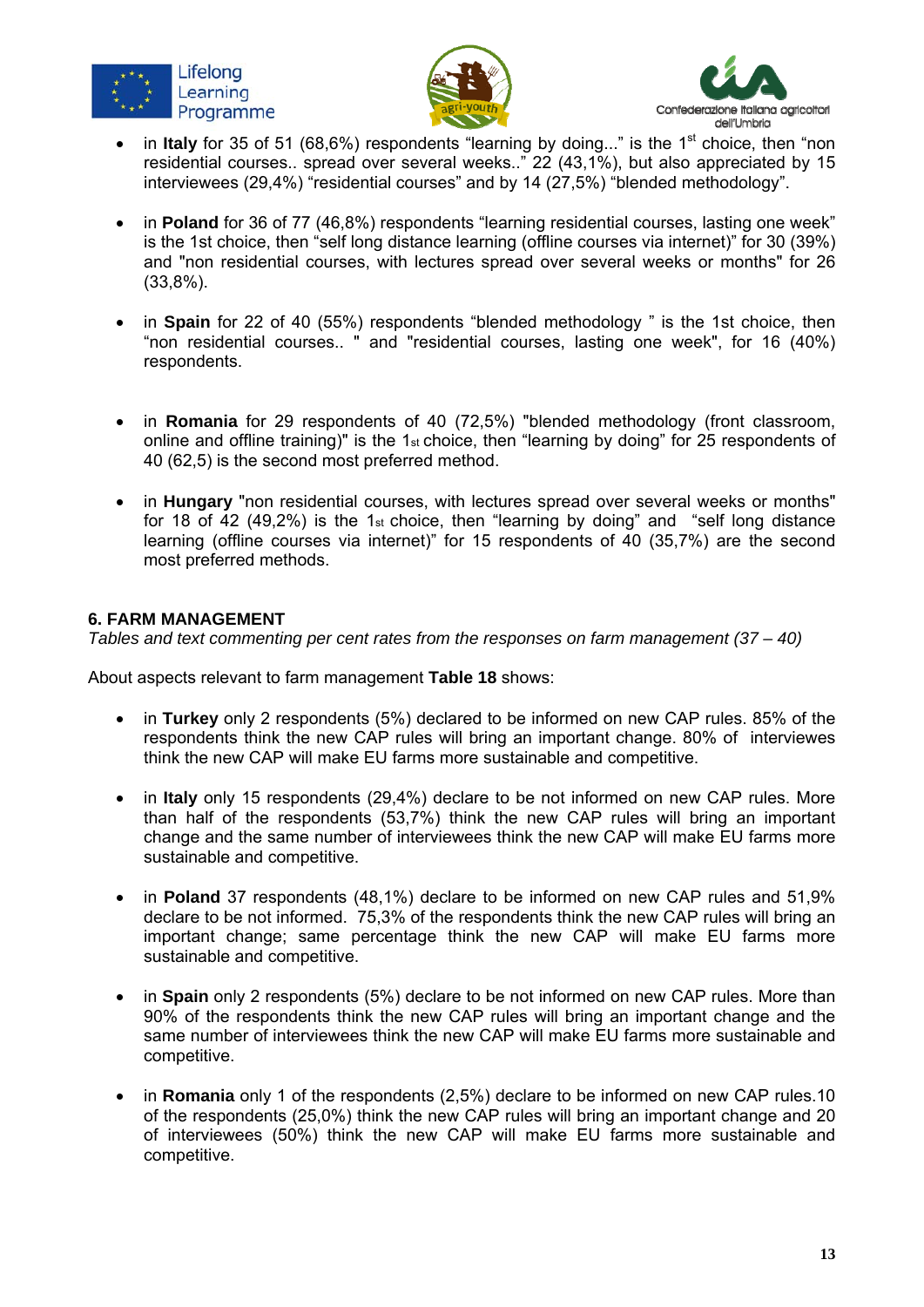- in **Italy** for 35 of 51 (68,6%) respondents "learning by doing..." is the 1st choice, then "non residential courses.. spread over several weeks.." 22 (43,1%), but also appreciated by 15 interviewees (29,4%) "residential courses" and by 14 (27,5%) "blended methodology".

- in **Poland** for 36 of 77 (46,8%) respondents "learning residential courses, lasting one week" is the 1st choice, then "self long distance learning (offline courses via internet)" for 30 (39%) and "non residential courses, with lectures spread over several weeks or months" for 26 (33,8%).

- in **Spain** for 22 of 40 (55%) respondents "blended methodology " is the 1st choice, then "non residential courses.. " and "residential courses, lasting one week", for 16 (40%) respondents.

- in **Romania** for 29 respondents of 40 (72,5%) "blended methodology (front classroom, online and offline training)" is the 1st choice, then "learning by doing" for 25 respondents of 40 (62,5) is the second most preferred method.

- in **Hungary** "non residential courses, with lectures spread over several weeks or months" for 18 of 42 (49,2%) is the 1st choice, then "learning by doing" and "self long distance learning (offline courses via internet)" for 15 respondents of 40 (35,7%) are the second most preferred methods.

## 6. FARM MANAGEMENT

*Tables and text commenting per cent rates from the responses on farm management (37 – 40)*

About aspects relevant to farm management **Table 18** shows:

- in **Turkey** only 2 respondents (5%) declared to be informed on new CAP rules. 85% of the respondents think the new CAP rules will bring an important change. 80% of interviewes think the new CAP will make EU farms more sustainable and competitive.

- in **Italy** only 15 respondents (29,4%) declare to be not informed on new CAP rules. More than half of the respondents (53,7%) think the new CAP rules will bring an important change and the same number of interviewees think the new CAP will make EU farms more sustainable and competitive.

- in **Poland** 37 respondents (48,1%) declare to be informed on new CAP rules and 51,9% declare to be not informed. 75,3% of the respondents think the new CAP rules will bring an important change; same percentage think the new CAP will make EU farms more sustainable and competitive.

- in **Spain** only 2 respondents (5%) declare to be not informed on new CAP rules. More than 90% of the respondents think the new CAP rules will bring an important change and the same number of interviewees think the new CAP will make EU farms more sustainable and competitive.

- in **Romania** only 1 of the respondents (2,5%) declare to be informed on new CAP rules.10 of the respondents (25,0%) think the new CAP rules will bring an important change and 20 of interviewees (50%) think the new CAP will make EU farms more sustainable and competitive.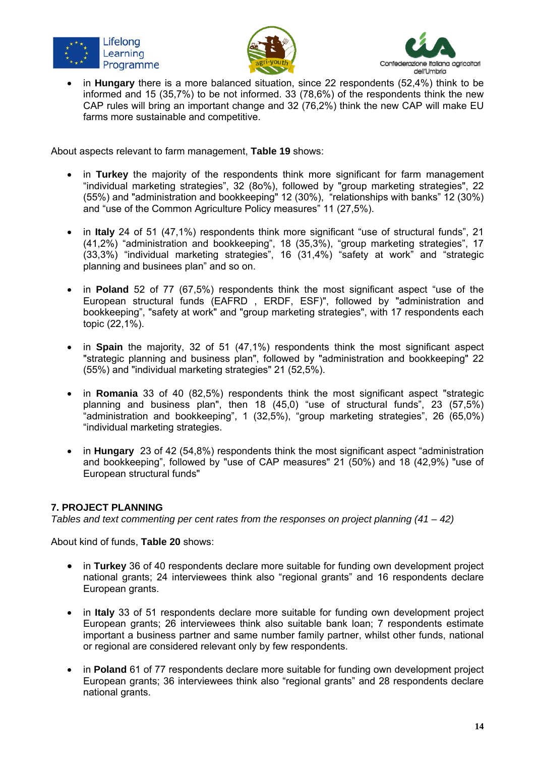- in **Hungary** there is a more balanced situation, since 22 respondents (52,4%) think to be informed and 15 (35,7%) to be not informed. 33 (78,6%) of the respondents think the new CAP rules will bring an important change and 32 (76,2%) think the new CAP will make EU farms more sustainable and competitive.

About aspects relevant to farm management, **Table 19** shows:

- in **Turkey** the majority of the respondents think more significant for farm management "individual marketing strategies", 32 (8o%), followed by "group marketing strategies", 22 (55%) and "administration and bookkeeping" 12 (30%), "relationships with banks" 12 (30%) and "use of the Common Agriculture Policy measures" 11 (27,5%).

- in **Italy** 24 of 51 (47,1%) respondents think more significant "use of structural funds", 21 (41,2%) "administration and bookkeeping", 18 (35,3%), "group marketing strategies", 17 (33,3%) "individual marketing strategies", 16 (31,4%) "safety at work" and "strategic planning and businees plan" and so on.

- in **Poland** 52 of 77 (67,5%) respondents think the most significant aspect "use of the European structural funds (EAFRD , ERDF, ESF)", followed by "administration and bookkeeping", "safety at work" and "group marketing strategies", with 17 respondents each topic (22,1%).

- in **Spain** the majority, 32 of 51 (47,1%) respondents think the most significant aspect "strategic planning and business plan", followed by "administration and bookkeeping" 22 (55%) and "individual marketing strategies" 21 (52,5%).

- in **Romania** 33 of 40 (82,5%) respondents think the most significant aspect "strategic planning and business plan", then 18 (45,0) "use of structural funds", 23 (57,5%) "administration and bookkeeping", 1 (32,5%), "group marketing strategies", 26 (65,0%) "individual marketing strategies.

- in **Hungary** 23 of 42 (54,8%) respondents think the most significant aspect "administration and bookkeeping", followed by "use of CAP measures" 21 (50%) and 18 (42,9%) "use of European structural funds"

### 7. PROJECT PLANNING

*Tables and text commenting per cent rates from the responses on project planning (41 – 42)*

About kind of funds, **Table 20** shows:

- in **Turkey** 36 of 40 respondents declare more suitable for funding own development project national grants; 24 interviewees think also "regional grants" and 16 respondents declare European grants.

- in **Italy** 33 of 51 respondents declare more suitable for funding own development project European grants; 26 interviewees think also suitable bank loan; 7 respondents estimate important a business partner and same number family partner, whilst other funds, national or regional are considered relevant only by few respondents.

- in **Poland** 61 of 77 respondents declare more suitable for funding own development project European grants; 36 interviewees think also "regional grants" and 28 respondents declare national grants.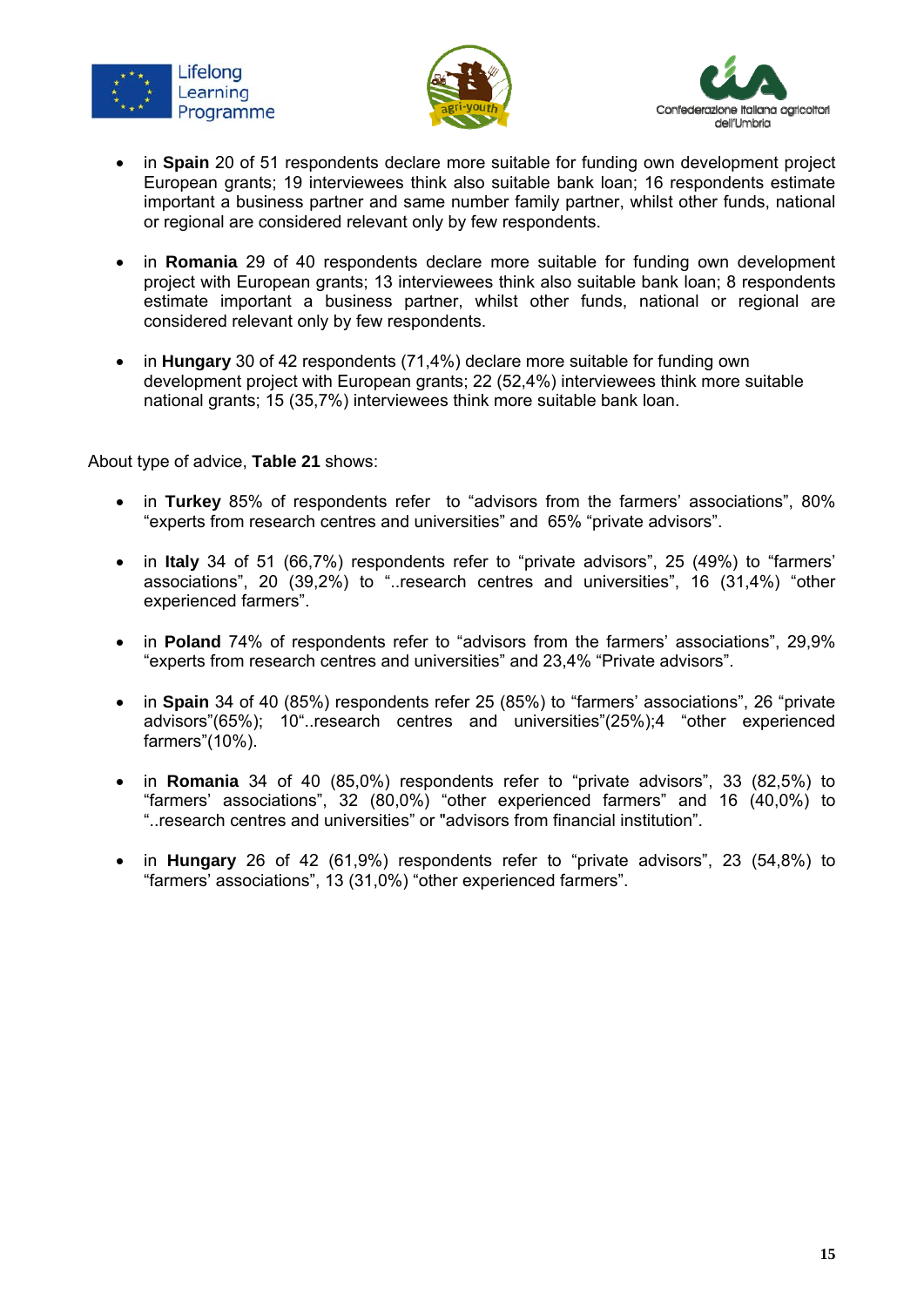- in **Spain** 20 of 51 respondents declare more suitable for funding own development project European grants; 19 interviewees think also suitable bank loan; 16 respondents estimate important a business partner and same number family partner, whilst other funds, national or regional are considered relevant only by few respondents.

- in **Romania** 29 of 40 respondents declare more suitable for funding own development project with European grants; 13 interviewees think also suitable bank loan; 8 respondents estimate important a business partner, whilst other funds, national or regional are considered relevant only by few respondents.

- in **Hungary** 30 of 42 respondents (71,4%) declare more suitable for funding own development project with European grants; 22 (52,4%) interviewees think more suitable national grants; 15 (35,7%) interviewees think more suitable bank loan.

About type of advice, **Table 21** shows:

- in **Turkey** 85% of respondents refer to "advisors from the farmers' associations", 80% "experts from research centres and universities" and 65% "private advisors".

- in **Italy** 34 of 51 (66,7%) respondents refer to "private advisors", 25 (49%) to "farmers' associations", 20 (39,2%) to "..research centres and universities", 16 (31,4%) "other experienced farmers".

- in **Poland** 74% of respondents refer to "advisors from the farmers' associations", 29,9% "experts from research centres and universities" and 23,4% "Private advisors".

- in **Spain** 34 of 40 (85%) respondents refer 25 (85%) to "farmers' associations", 26 "private advisors"(65%); 10"..research centres and universities"(25%);4 "other experienced farmers"(10%).

- in **Romania** 34 of 40 (85,0%) respondents refer to "private advisors", 33 (82,5%) to "farmers' associations", 32 (80,0%) "other experienced farmers" and 16 (40,0%) to "..research centres and universities" or "advisors from financial institution".

- in **Hungary** 26 of 42 (61,9%) respondents refer to "private advisors", 23 (54,8%) to "farmers' associations", 13 (31,0%) "other experienced farmers".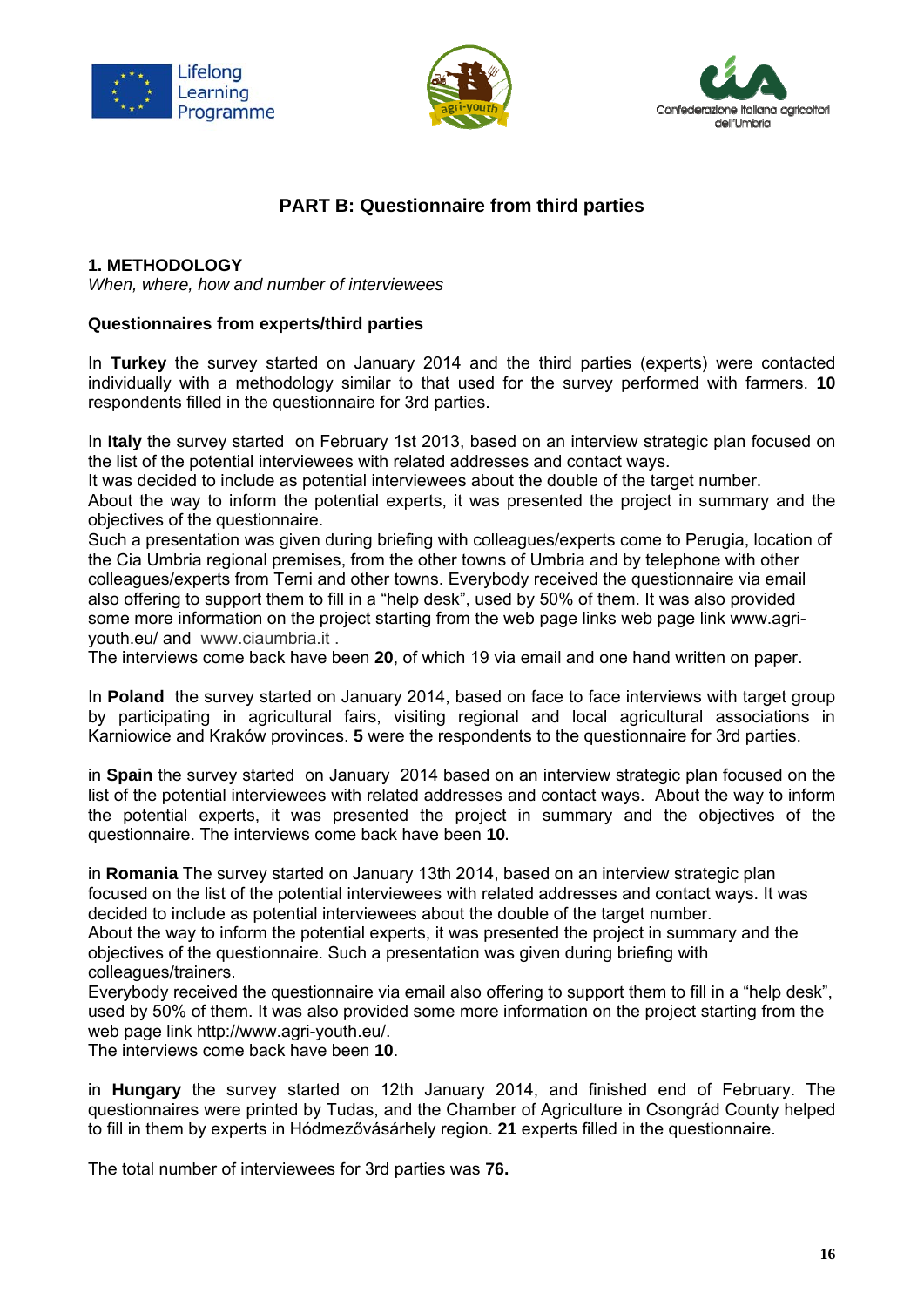**PART B: Questionnaire from third parties**

**1. METHODOLOGY**

*When, where, how and number of interviewees*

**Questionnaires from experts/third parties**

In **Turkey** the survey started on January 2014 and the third parties (experts) were contacted individually with a methodology similar to that used for the survey performed with farmers. **10** respondents filled in the questionnaire for 3rd parties.

In **Italy** the survey started on February 1st 2013, based on an interview strategic plan focused on the list of the potential interviewees with related addresses and contact ways.
It was decided to include as potential interviewees about the double of the target number.
About the way to inform the potential experts, it was presented the project in summary and the objectives of the questionnaire.
Such a presentation was given during briefing with colleagues/experts come to Perugia, location of the Cia Umbria regional premises, from the other towns of Umbria and by telephone with other colleagues/experts from Terni and other towns. Everybody received the questionnaire via email also offering to support them to fill in a "help desk", used by 50% of them. It was also provided some more information on the project starting from the web page links web page link www.agri-youth.eu/ and www.ciaumbria.it .
The interviews come back have been **20**, of which 19 via email and one hand written on paper.

In **Poland** the survey started on January 2014, based on face to face interviews with target group by participating in agricultural fairs, visiting regional and local agricultural associations in Karniowice and Kraków provinces. **5** were the respondents to the questionnaire for 3rd parties.

in **Spain** the survey started on January 2014 based on an interview strategic plan focused on the list of the potential interviewees with related addresses and contact ways. About the way to inform the potential experts, it was presented the project in summary and the objectives of the questionnaire. The interviews come back have been **10**.

in **Romania** The survey started on January 13th 2014, based on an interview strategic plan focused on the list of the potential interviewees with related addresses and contact ways. It was decided to include as potential interviewees about the double of the target number.
About the way to inform the potential experts, it was presented the project in summary and the objectives of the questionnaire. Such a presentation was given during briefing with colleagues/trainers.
Everybody received the questionnaire via email also offering to support them to fill in a "help desk", used by 50% of them. It was also provided some more information on the project starting from the web page link http://www.agri-youth.eu/.
The interviews come back have been **10**.

in **Hungary** the survey started on 12th January 2014, and finished end of February. The questionnaires were printed by Tudas, and the Chamber of Agriculture in Csongrád County helped to fill in them by experts in Hódmezővásárhely region. **21** experts filled in the questionnaire.

The total number of interviewees for 3rd parties was **76.**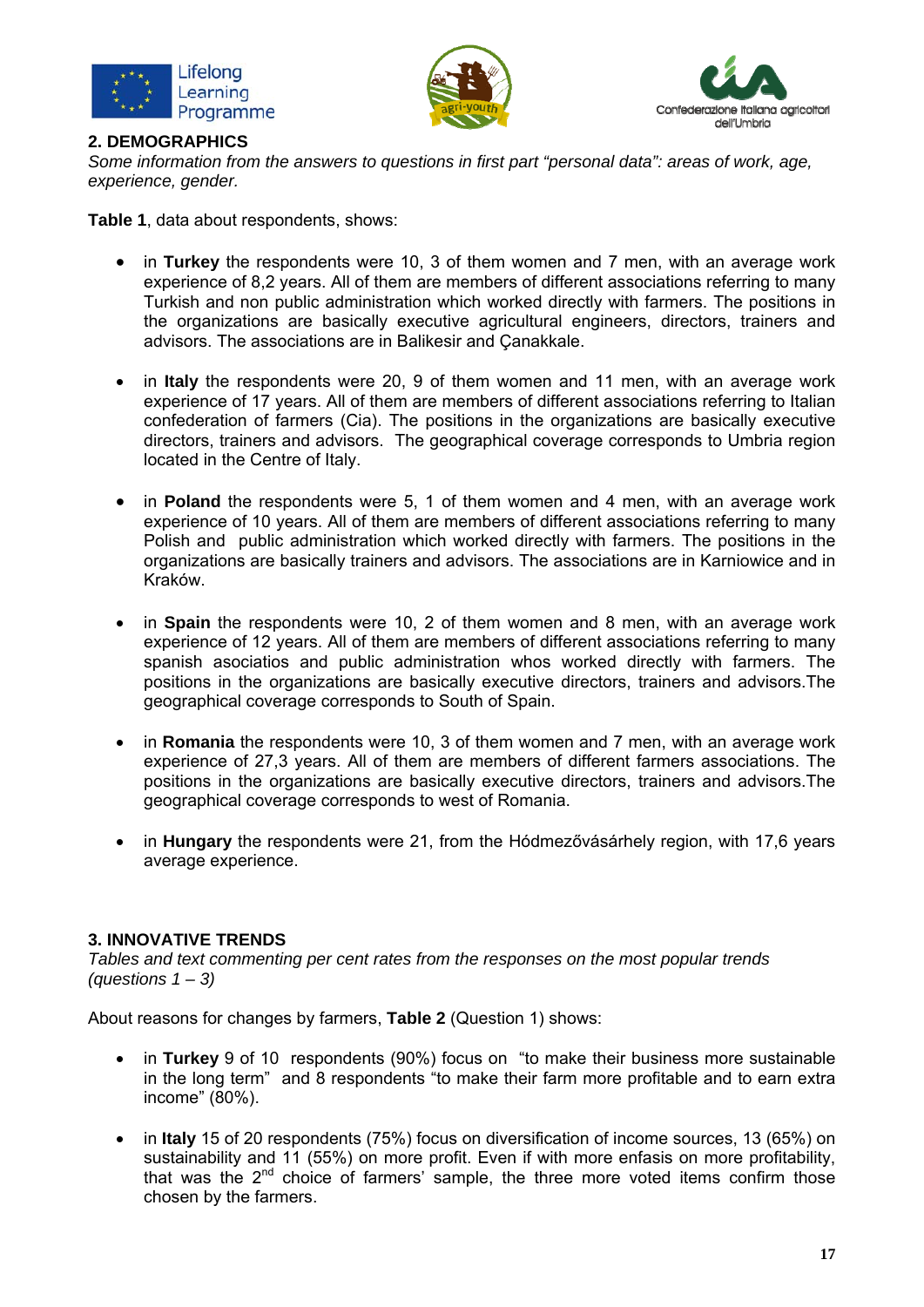## 2. DEMOGRAPHICS

*Some information from the answers to questions in first part "personal data": areas of work, age, experience, gender.*

**Table 1**, data about respondents, shows:

- in **Turkey** the respondents were 10, 3 of them women and 7 men, with an average work experience of 8,2 years. All of them are members of different associations referring to many Turkish and non public administration which worked directly with farmers. The positions in the organizations are basically executive agricultural engineers, directors, trainers and advisors. The associations are in Balikesir and Çanakkale.

- in **Italy** the respondents were 20, 9 of them women and 11 men, with an average work experience of 17 years. All of them are members of different associations referring to Italian confederation of farmers (Cia). The positions in the organizations are basically executive directors, trainers and advisors. The geographical coverage corresponds to Umbria region located in the Centre of Italy.

- in **Poland** the respondents were 5, 1 of them women and 4 men, with an average work experience of 10 years. All of them are members of different associations referring to many Polish and public administration which worked directly with farmers. The positions in the organizations are basically trainers and advisors. The associations are in Karniowice and in Kraków.

- in **Spain** the respondents were 10, 2 of them women and 8 men, with an average work experience of 12 years. All of them are members of different associations referring to many spanish associatios and public administration whos worked directly with farmers. The positions in the organizations are basically executive directors, trainers and advisors.The geographical coverage corresponds to South of Spain.

- in **Romania** the respondents were 10, 3 of them women and 7 men, with an average work experience of 27,3 years. All of them are members of different farmers associations. The positions in the organizations are basically executive directors, trainers and advisors.The geographical coverage corresponds to west of Romania.

- in **Hungary** the respondents were 21, from the Hódmezővásárhely region, with 17,6 years average experience.

## 3. INNOVATIVE TRENDS

*Tables and text commenting per cent rates from the responses on the most popular trends (questions 1 – 3)*

About reasons for changes by farmers, **Table 2** (Question 1) shows:

- in **Turkey** 9 of 10 respondents (90%) focus on "to make their business more sustainable in the long term" and 8 respondents "to make their farm more profitable and to earn extra income" (80%).

- in **Italy** 15 of 20 respondents (75%) focus on diversification of income sources, 13 (65%) on sustainability and 11 (55%) on more profit. Even if with more enfasis on more profitability, that was the 2nd choice of farmers' sample, the three more voted items confirm those chosen by the farmers.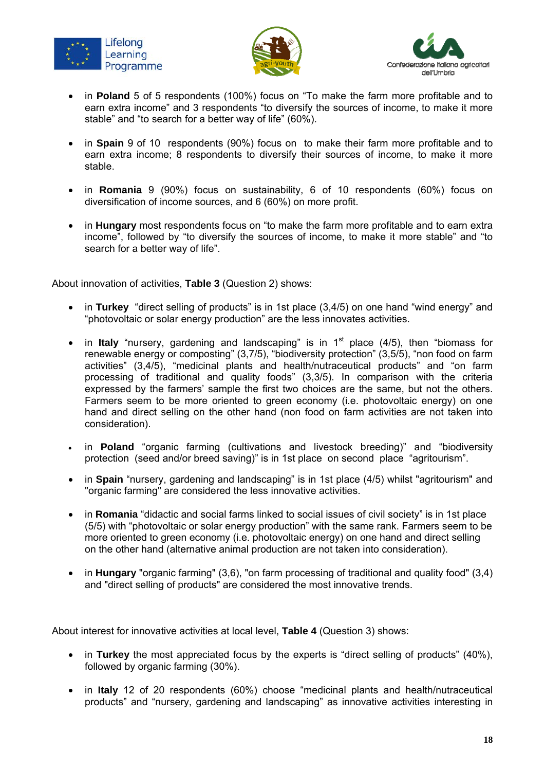- in **Poland** 5 of 5 respondents (100%) focus on “To make the farm more profitable and to earn extra income” and 3 respondents “to diversify the sources of income, to make it more stable” and “to search for a better way of life” (60%).

- in **Spain** 9 of 10 respondents (90%) focus on to make their farm more profitable and to earn extra income; 8 respondents to diversify their sources of income, to make it more stable.

- in **Romania** 9 (90%) focus on sustainability, 6 of 10 respondents (60%) focus on diversification of income sources, and 6 (60%) on more profit.

- in **Hungary** most respondents focus on “to make the farm more profitable and to earn extra income”, followed by “to diversify the sources of income, to make it more stable” and “to search for a better way of life”.

About innovation of activities, **Table 3** (Question 2) shows:

- in **Turkey** “direct selling of products” is in 1st place (3,4/5) on one hand “wind energy” and “photovoltaic or solar energy production” are the less innovates activities.

- in **Italy** “nursery, gardening and landscaping” is in 1st place (4/5), then “biomass for renewable energy or composting” (3,7/5), “biodiversity protection” (3,5/5), “non food on farm activities” (3,4/5), “medicinal plants and health/nutraceutical products” and “on farm processing of traditional and quality foods” (3,3/5). In comparison with the criteria expressed by the farmers' sample the first two choices are the same, but not the others. Farmers seem to be more oriented to green economy (i.e. photovoltaic energy) on one hand and direct selling on the other hand (non food on farm activities are not taken into consideration).

- in **Poland** “organic farming (cultivations and livestock breeding)” and “biodiversity protection (seed and/or breed saving)” is in 1st place on second place “agritourism”.

- in **Spain** “nursery, gardening and landscaping” is in 1st place (4/5) whilst "agritourism" and "organic farming" are considered the less innovative activities.

- in **Romania** “didactic and social farms linked to social issues of civil society” is in 1st place (5/5) with “photovoltaic or solar energy production” with the same rank. Farmers seem to be more oriented to green economy (i.e. photovoltaic energy) on one hand and direct selling on the other hand (alternative animal production are not taken into consideration).

- in **Hungary** "organic farming" (3,6), "on farm processing of traditional and quality food" (3,4) and "direct selling of products" are considered the most innovative trends.

About interest for innovative activities at local level, **Table 4** (Question 3) shows:

- in **Turkey** the most appreciated focus by the experts is “direct selling of products” (40%), followed by organic farming (30%).

- in **Italy** 12 of 20 respondents (60%) choose “medicinal plants and health/nutraceutical products” and “nursery, gardening and landscaping” as innovative activities interesting in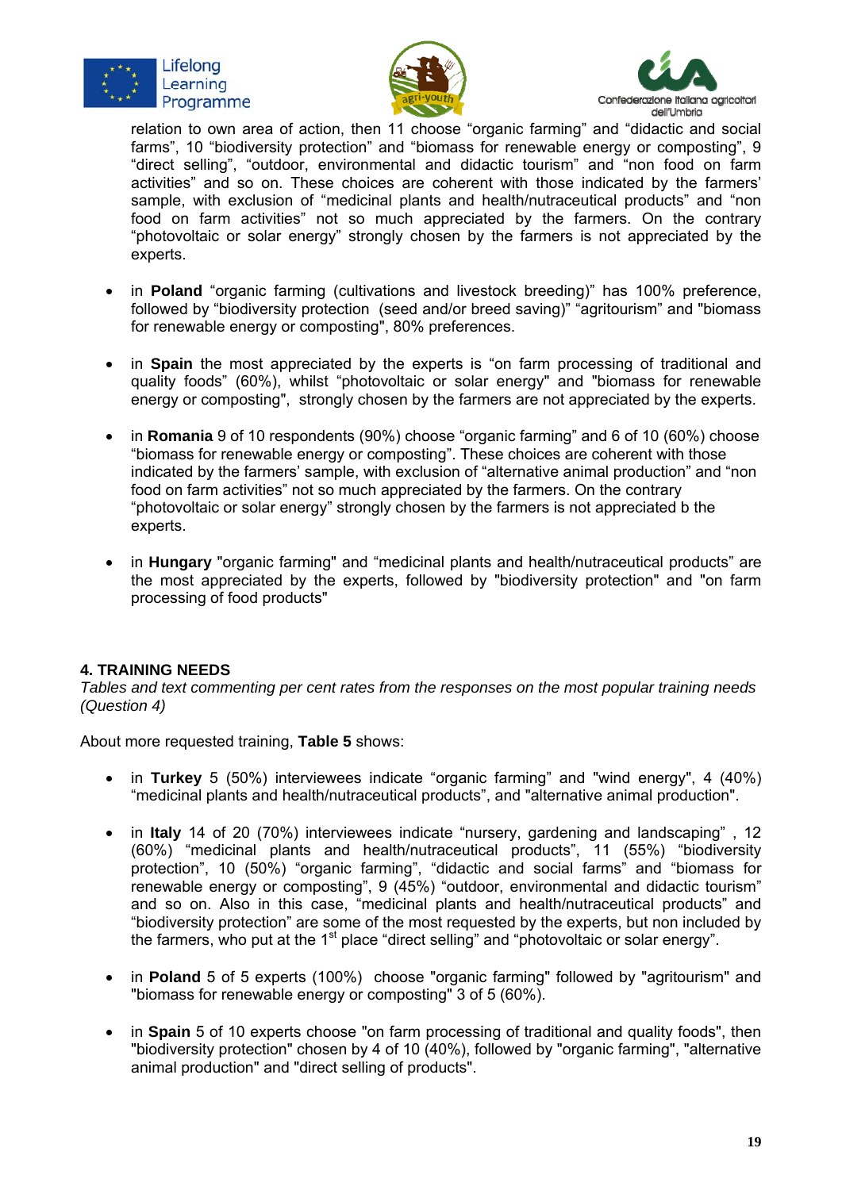relation to own area of action, then 11 choose "organic farming" and "didactic and social farms", 10 "biodiversity protection" and "biomass for renewable energy or composting", 9 "direct selling", "outdoor, environmental and didactic tourism" and "non food on farm activities" and so on. These choices are coherent with those indicated by the farmers' sample, with exclusion of "medicinal plants and health/nutraceutical products" and "non food on farm activities" not so much appreciated by the farmers. On the contrary "photovoltaic or solar energy" strongly chosen by the farmers is not appreciated by the experts.

- in **Poland** "organic farming (cultivations and livestock breeding)" has 100% preference, followed by "biodiversity protection (seed and/or breed saving)" "agritourism" and "biomass for renewable energy or composting", 80% preferences.

- in **Spain** the most appreciated by the experts is "on farm processing of traditional and quality foods" (60%), whilst "photovoltaic or solar energy" and "biomass for renewable energy or composting", strongly chosen by the farmers are not appreciated by the experts.

- in **Romania** 9 of 10 respondents (90%) choose "organic farming" and 6 of 10 (60%) choose "biomass for renewable energy or composting". These choices are coherent with those indicated by the farmers' sample, with exclusion of "alternative animal production" and "non food on farm activities" not so much appreciated by the farmers. On the contrary "photovoltaic or solar energy" strongly chosen by the farmers is not appreciated b the experts.

- in **Hungary** "organic farming" and "medicinal plants and health/nutraceutical products" are the most appreciated by the experts, followed by "biodiversity protection" and "on farm processing of food products"

## 4. TRAINING NEEDS

*Tables and text commenting per cent rates from the responses on the most popular training needs (Question 4)*

About more requested training, **Table 5** shows:

- in **Turkey** 5 (50%) interviewees indicate "organic farming" and "wind energy", 4 (40%) "medicinal plants and health/nutraceutical products", and "alternative animal production".

- in **Italy** 14 of 20 (70%) interviewees indicate "nursery, gardening and landscaping" , 12 (60%) "medicinal plants and health/nutraceutical products", 11 (55%) "biodiversity protection", 10 (50%) "organic farming", "didactic and social farms" and "biomass for renewable energy or composting", 9 (45%) "outdoor, environmental and didactic tourism" and so on. Also in this case, "medicinal plants and health/nutraceutical products" and "biodiversity protection" are some of the most requested by the experts, but non included by the farmers, who put at the 1st place "direct selling" and "photovoltaic or solar energy".

- in **Poland** 5 of 5 experts (100%) choose "organic farming" followed by "agritourism" and "biomass for renewable energy or composting" 3 of 5 (60%).

- in **Spain** 5 of 10 experts choose "on farm processing of traditional and quality foods", then "biodiversity protection" chosen by 4 of 10 (40%), followed by "organic farming", "alternative animal production" and "direct selling of products".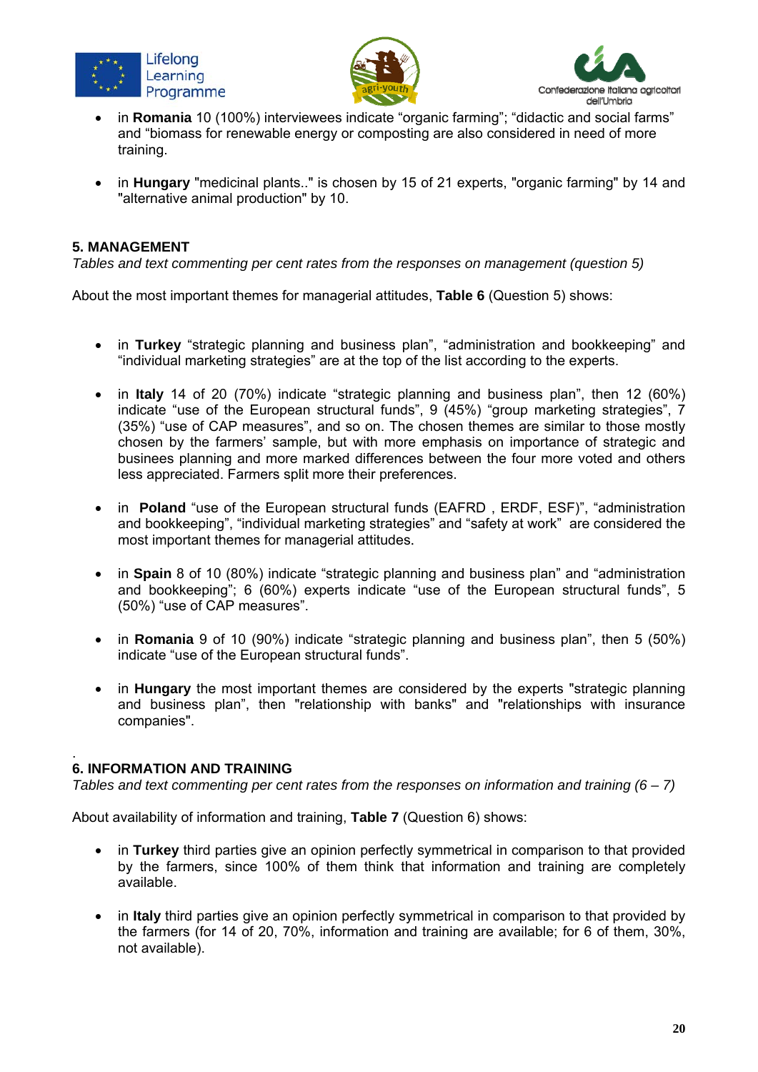- in **Romania** 10 (100%) interviewees indicate “organic farming”; “didactic and social farms” and “biomass for renewable energy or composting are also considered in need of more training.

- in **Hungary** "medicinal plants.." is chosen by 15 of 21 experts, "organic farming" by 14 and "alternative animal production" by 10.

### 5. MANAGEMENT

*Tables and text commenting per cent rates from the responses on management (question 5)*

About the most important themes for managerial attitudes, **Table 6** (Question 5) shows:

- in **Turkey** “strategic planning and business plan”, “administration and bookkeeping” and “individual marketing strategies” are at the top of the list according to the experts.

- in **Italy** 14 of 20 (70%) indicate “strategic planning and business plan”, then 12 (60%) indicate “use of the European structural funds”, 9 (45%) “group marketing strategies”, 7 (35%) “use of CAP measures”, and so on. The chosen themes are similar to those mostly chosen by the farmers’ sample, but with more emphasis on importance of strategic and businees planning and more marked differences between the four more voted and others less appreciated. Farmers split more their preferences.

- in **Poland** “use of the European structural funds (EAFRD , ERDF, ESF)”, “administration and bookkeeping”, “individual marketing strategies” and “safety at work” are considered the most important themes for managerial attitudes.

- in **Spain** 8 of 10 (80%) indicate “strategic planning and business plan” and “administration and bookkeeping”; 6 (60%) experts indicate “use of the European structural funds”, 5 (50%) “use of CAP measures”.

- in **Romania** 9 of 10 (90%) indicate “strategic planning and business plan”, then 5 (50%) indicate “use of the European structural funds”.

- in **Hungary** the most important themes are considered by the experts "strategic planning and business plan”, then "relationship with banks" and "relationships with insurance companies".

.

### 6. INFORMATION AND TRAINING

*Tables and text commenting per cent rates from the responses on information and training (6 – 7)*

About availability of information and training, **Table 7** (Question 6) shows:

- in **Turkey** third parties give an opinion perfectly symmetrical in comparison to that provided by the farmers, since 100% of them think that information and training are completely available.

- in **Italy** third parties give an opinion perfectly symmetrical in comparison to that provided by the farmers (for 14 of 20, 70%, information and training are available; for 6 of them, 30%, not available).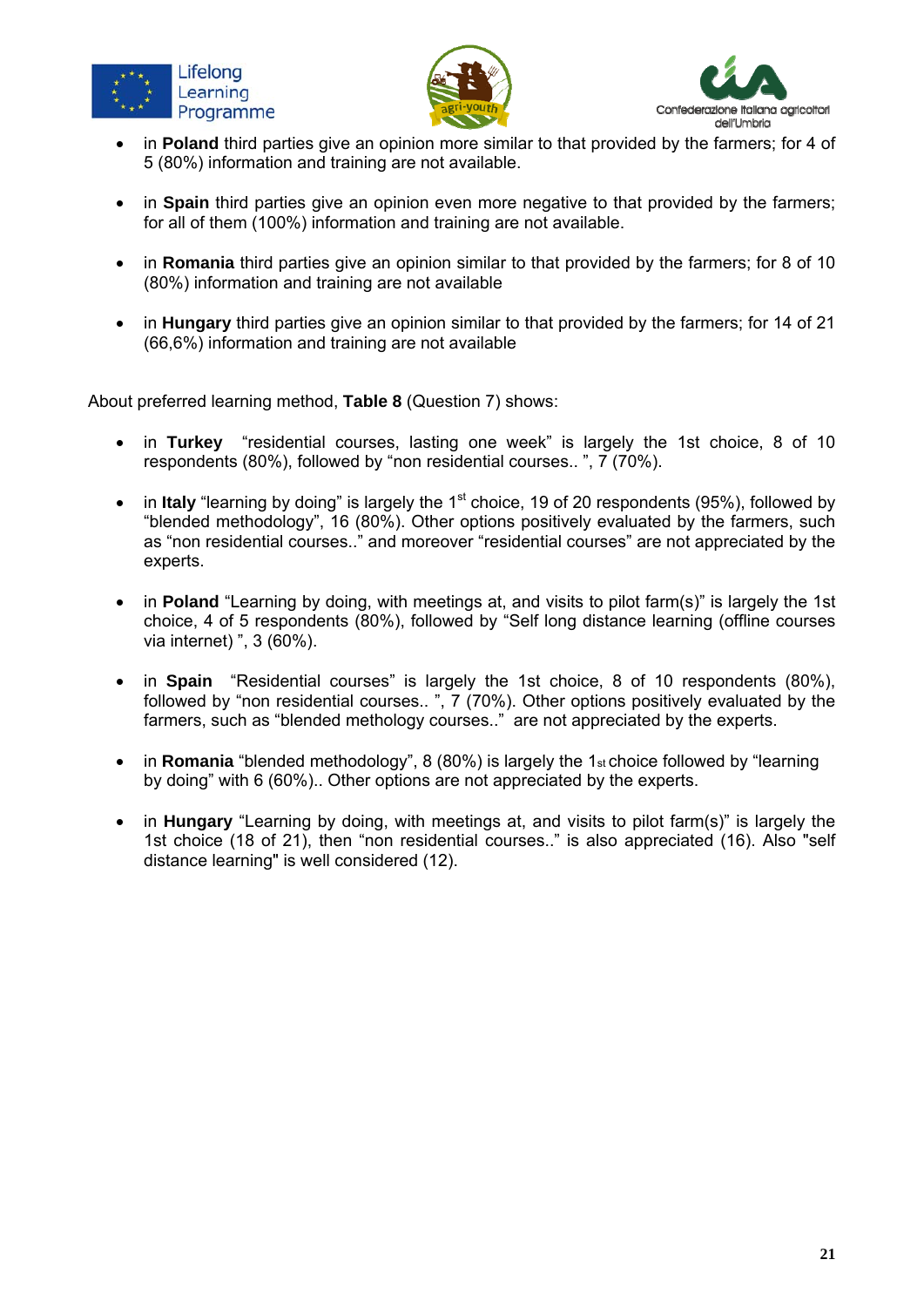- in **Poland** third parties give an opinion more similar to that provided by the farmers; for 4 of 5 (80%) information and training are not available.

- in **Spain** third parties give an opinion even more negative to that provided by the farmers; for all of them (100%) information and training are not available.

- in **Romania** third parties give an opinion similar to that provided by the farmers; for 8 of 10 (80%) information and training are not available

- in **Hungary** third parties give an opinion similar to that provided by the farmers; for 14 of 21 (66,6%) information and training are not available

About preferred learning method, **Table 8** (Question 7) shows:

- in **Turkey** "residential courses, lasting one week" is largely the 1st choice, 8 of 10 respondents (80%), followed by "non residential courses.. ", 7 (70%).

- in **Italy** "learning by doing" is largely the 1st choice, 19 of 20 respondents (95%), followed by "blended methodology", 16 (80%). Other options positively evaluated by the farmers, such as "non residential courses.." and moreover "residential courses" are not appreciated by the experts.

- in **Poland** "Learning by doing, with meetings at, and visits to pilot farm(s)" is largely the 1st choice, 4 of 5 respondents (80%), followed by "Self long distance learning (offline courses via internet) ", 3 (60%).

- in **Spain** "Residential courses" is largely the 1st choice, 8 of 10 respondents (80%), followed by "non residential courses.. ", 7 (70%). Other options positively evaluated by the farmers, such as "blended methology courses.." are not appreciated by the experts.

- in **Romania** "blended methodology", 8 (80%) is largely the 1st choice followed by "learning by doing" with 6 (60%).. Other options are not appreciated by the experts.

- in **Hungary** "Learning by doing, with meetings at, and visits to pilot farm(s)" is largely the 1st choice (18 of 21), then "non residential courses.." is also appreciated (16). Also "self distance learning" is well considered (12).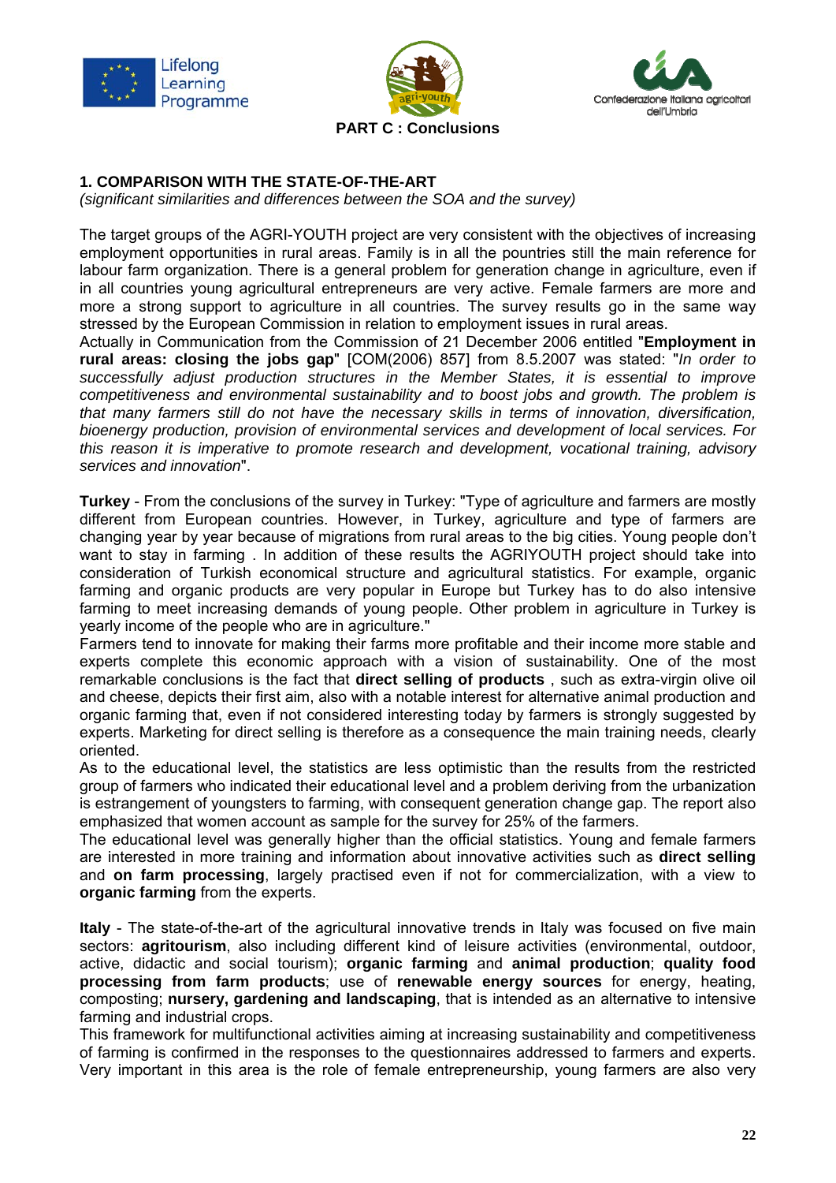## PART C : Conclusions

### 1. COMPARISON WITH THE STATE-OF-THE-ART

*(significant similarities and differences between the SOA and the survey)*

The target groups of the AGRI-YOUTH project are very consistent with the objectives of increasing employment opportunities in rural areas. Family is in all the pountries still the main reference for labour farm organization. There is a general problem for generation change in agriculture, even if in all countries young agricultural entrepreneurs are very active. Female farmers are more and more a strong support to agriculture in all countries. The survey results go in the same way stressed by the European Commission in relation to employment issues in rural areas.

Actually in Communication from the Commission of 21 December 2006 entitled "**Employment in rural areas: closing the jobs gap**" [COM(2006) 857] from 8.5.2007 was stated: "*In order to successfully adjust production structures in the Member States, it is essential to improve competitiveness and environmental sustainability and to boost jobs and growth. The problem is that many farmers still do not have the necessary skills in terms of innovation, diversification, bioenergy production, provision of environmental services and development of local services. For this reason it is imperative to promote research and development, vocational training, advisory services and innovation*".

**Turkey** - From the conclusions of the survey in Turkey: "Type of agriculture and farmers are mostly different from European countries. However, in Turkey, agriculture and type of farmers are changing year by year because of migrations from rural areas to the big cities. Young people don't want to stay in farming . In addition of these results the AGRIYOUTH project should take into consideration of Turkish economical structure and agricultural statistics. For example, organic farming and organic products are very popular in Europe but Turkey has to do also intensive farming to meet increasing demands of young people. Other problem in agriculture in Turkey is yearly income of the people who are in agriculture."

Farmers tend to innovate for making their farms more profitable and their income more stable and experts complete this economic approach with a vision of sustainability. One of the most remarkable conclusions is the fact that **direct selling of products** , such as extra-virgin olive oil and cheese, depicts their first aim, also with a notable interest for alternative animal production and organic farming that, even if not considered interesting today by farmers is strongly suggested by experts. Marketing for direct selling is therefore as a consequence the main training needs, clearly oriented.

As to the educational level, the statistics are less optimistic than the results from the restricted group of farmers who indicated their educational level and a problem deriving from the urbanization is estrangement of youngsters to farming, with consequent generation change gap. The report also emphasized that women account as sample for the survey for 25% of the farmers.

The educational level was generally higher than the official statistics. Young and female farmers are interested in more training and information about innovative activities such as **direct selling** and **on farm processing**, largely practised even if not for commercialization, with a view to **organic farming** from the experts.

**Italy** - The state-of-the-art of the agricultural innovative trends in Italy was focused on five main sectors: **agritourism**, also including different kind of leisure activities (environmental, outdoor, active, didactic and social tourism); **organic farming** and **animal production**; **quality food processing from farm products**; use of **renewable energy sources** for energy, heating, composting; **nursery, gardening and landscaping**, that is intended as an alternative to intensive farming and industrial crops.

This framework for multifunctional activities aiming at increasing sustainability and competitiveness of farming is confirmed in the responses to the questionnaires addressed to farmers and experts. Very important in this area is the role of female entrepreneurship, young farmers are also very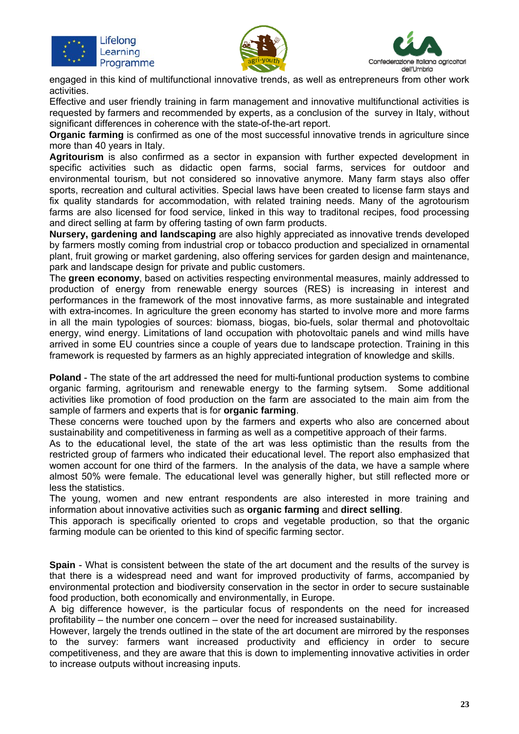engaged in this kind of multifunctional innovative trends, as well as entrepreneurs from other work activities.

Effective and user friendly training in farm management and innovative multifunctional activities is requested by farmers and recommended by experts, as a conclusion of the survey in Italy, without significant differences in coherence with the state-of-the-art report.

**Organic farming** is confirmed as one of the most successful innovative trends in agriculture since more than 40 years in Italy.

**Agritourism** is also confirmed as a sector in expansion with further expected development in specific activities such as didactic open farms, social farms, services for outdoor and environmental tourism, but not considered so innovative anymore. Many farm stays also offer sports, recreation and cultural activities. Special laws have been created to license farm stays and fix quality standards for accommodation, with related training needs. Many of the agrotourism farms are also licensed for food service, linked in this way to traditonal recipes, food processing and direct selling at farm by offering tasting of own farm products.

**Nursery, gardening and landscaping** are also highly appreciated as innovative trends developed by farmers mostly coming from industrial crop or tobacco production and specialized in ornamental plant, fruit growing or market gardening, also offering services for garden design and maintenance, park and landscape design for private and public customers.

The **green economy**, based on activities respecting environmental measures, mainly addressed to production of energy from renewable energy sources (RES) is increasing in interest and performances in the framework of the most innovative farms, as more sustainable and integrated with extra-incomes. In agriculture the green economy has started to involve more and more farms in all the main typologies of sources: biomass, biogas, bio-fuels, solar thermal and photovoltaic energy, wind energy. Limitations of land occupation with photovoltaic panels and wind mills have arrived in some EU countries since a couple of years due to landscape protection. Training in this framework is requested by farmers as an highly appreciated integration of knowledge and skills.

**Poland** - The state of the art addressed the need for multi-funtional production systems to combine organic farming, agritourism and renewable energy to the farming sytsem. Some additional activities like promotion of food production on the farm are associated to the main aim from the sample of farmers and experts that is for **organic farming**.

These concerns were touched upon by the farmers and experts who also are concerned about sustainability and competitiveness in farming as well as a competitive approach of their farms.

As to the educational level, the state of the art was less optimistic than the results from the restricted group of farmers who indicated their educational level. The report also emphasized that women account for one third of the farmers. In the analysis of the data, we have a sample where almost 50% were female. The educational level was generally higher, but still reflected more or less the statistics.

The young, women and new entrant respondents are also interested in more training and information about innovative activities such as **organic farming** and **direct selling**.

This apporach is specifically oriented to crops and vegetable production, so that the organic farming module can be oriented to this kind of specific farming sector.

**Spain** - What is consistent between the state of the art document and the results of the survey is that there is a widespread need and want for improved productivity of farms, accompanied by environmental protection and biodiversity conservation in the sector in order to secure sustainable food production, both economically and environmentally, in Europe.

A big difference however, is the particular focus of respondents on the need for increased profitability – the number one concern – over the need for increased sustainability.

However, largely the trends outlined in the state of the art document are mirrored by the responses to the survey: farmers want increased productivity and efficiency in order to secure competitiveness, and they are aware that this is down to implementing innovative activities in order to increase outputs without increasing inputs.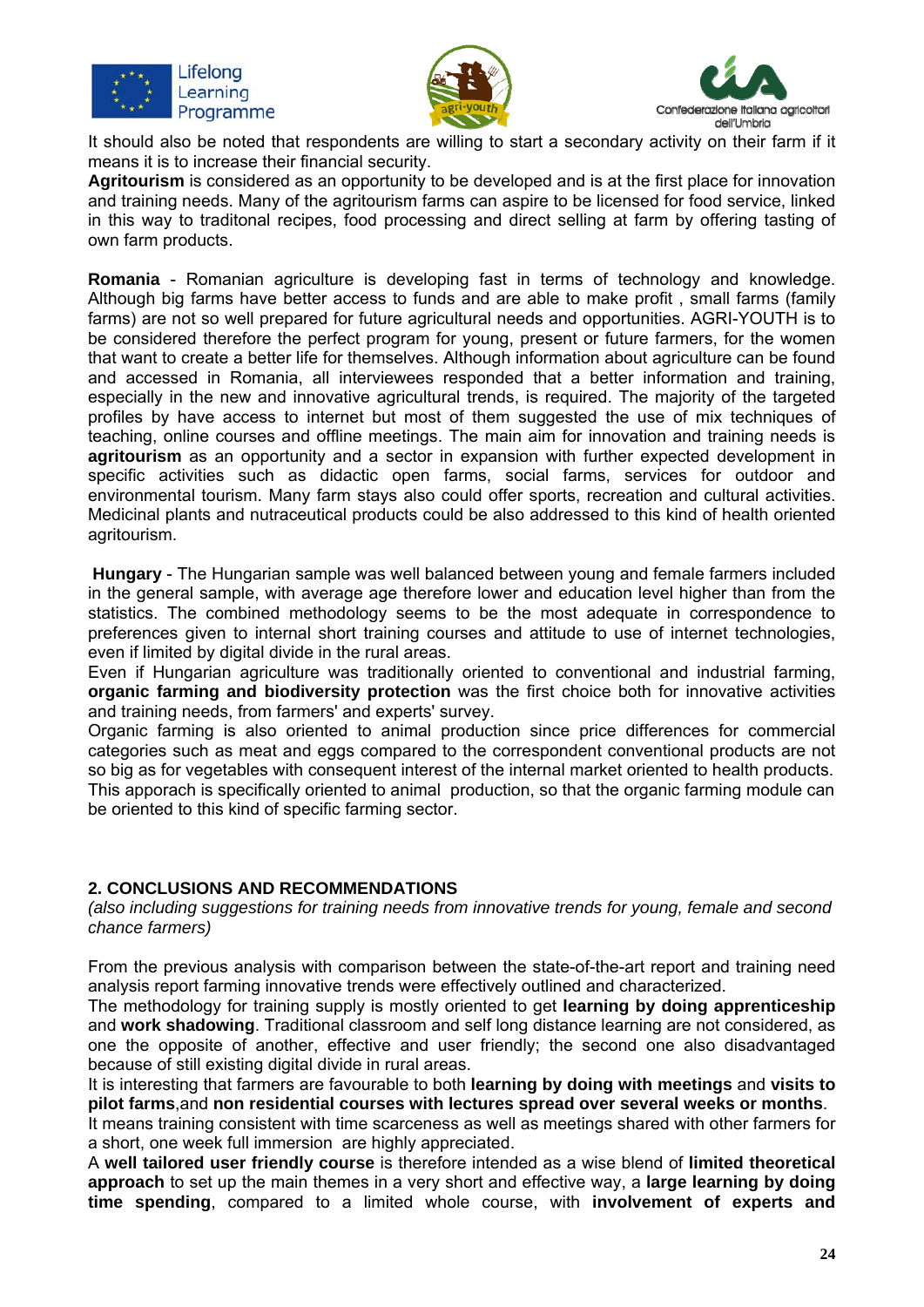It should also be noted that respondents are willing to start a secondary activity on their farm if it means it is to increase their financial security.

**Agritourism** is considered as an opportunity to be developed and is at the first place for innovation and training needs. Many of the agritourism farms can aspire to be licensed for food service, linked in this way to traditonal recipes, food processing and direct selling at farm by offering tasting of own farm products.

**Romania** - Romanian agriculture is developing fast in terms of technology and knowledge. Although big farms have better access to funds and are able to make profit , small farms (family farms) are not so well prepared for future agricultural needs and opportunities. AGRI-YOUTH is to be considered therefore the perfect program for young, present or future farmers, for the women that want to create a better life for themselves. Although information about agriculture can be found and accessed in Romania, all interviewees responded that a better information and training, especially in the new and innovative agricultural trends, is required. The majority of the targeted profiles by have access to internet but most of them suggested the use of mix techniques of teaching, online courses and offline meetings. The main aim for innovation and training needs is **agritourism** as an opportunity and a sector in expansion with further expected development in specific activities such as didactic open farms, social farms, services for outdoor and environmental tourism. Many farm stays also could offer sports, recreation and cultural activities. Medicinal plants and nutraceutical products could be also addressed to this kind of health oriented agritourism.

**Hungary** - The Hungarian sample was well balanced between young and female farmers included in the general sample, with average age therefore lower and education level higher than from the statistics. The combined methodology seems to be the most adequate in correspondence to preferences given to internal short training courses and attitude to use of internet technologies, even if limited by digital divide in the rural areas.

Even if Hungarian agriculture was traditionally oriented to conventional and industrial farming, **organic farming and biodiversity protection** was the first choice both for innovative activities and training needs, from farmers' and experts' survey.

Organic farming is also oriented to animal production since price differences for commercial categories such as meat and eggs compared to the correspondent conventional products are not so big as for vegetables with consequent interest of the internal market oriented to health products. This apporach is specifically oriented to animal production, so that the organic farming module can be oriented to this kind of specific farming sector.

## 2. CONCLUSIONS AND RECOMMENDATIONS

*(also including suggestions for training needs from innovative trends for young, female and second chance farmers)*

From the previous analysis with comparison between the state-of-the-art report and training need analysis report farming innovative trends were effectively outlined and characterized.

The methodology for training supply is mostly oriented to get **learning by doing apprenticeship** and **work shadowing**. Traditional classroom and self long distance learning are not considered, as one the opposite of another, effective and user friendly; the second one also disadvantaged because of still existing digital divide in rural areas.

It is interesting that farmers are favourable to both **learning by doing with meetings** and **visits to pilot farms**,and **non residential courses with lectures spread over several weeks or months**.

It means training consistent with time scarceness as well as meetings shared with other farmers for a short, one week full immersion are highly appreciated.

A **well tailored user friendly course** is therefore intended as a wise blend of **limited theoretical approach** to set up the main themes in a very short and effective way, a **large learning by doing time spending**, compared to a limited whole course, with **involvement of experts and**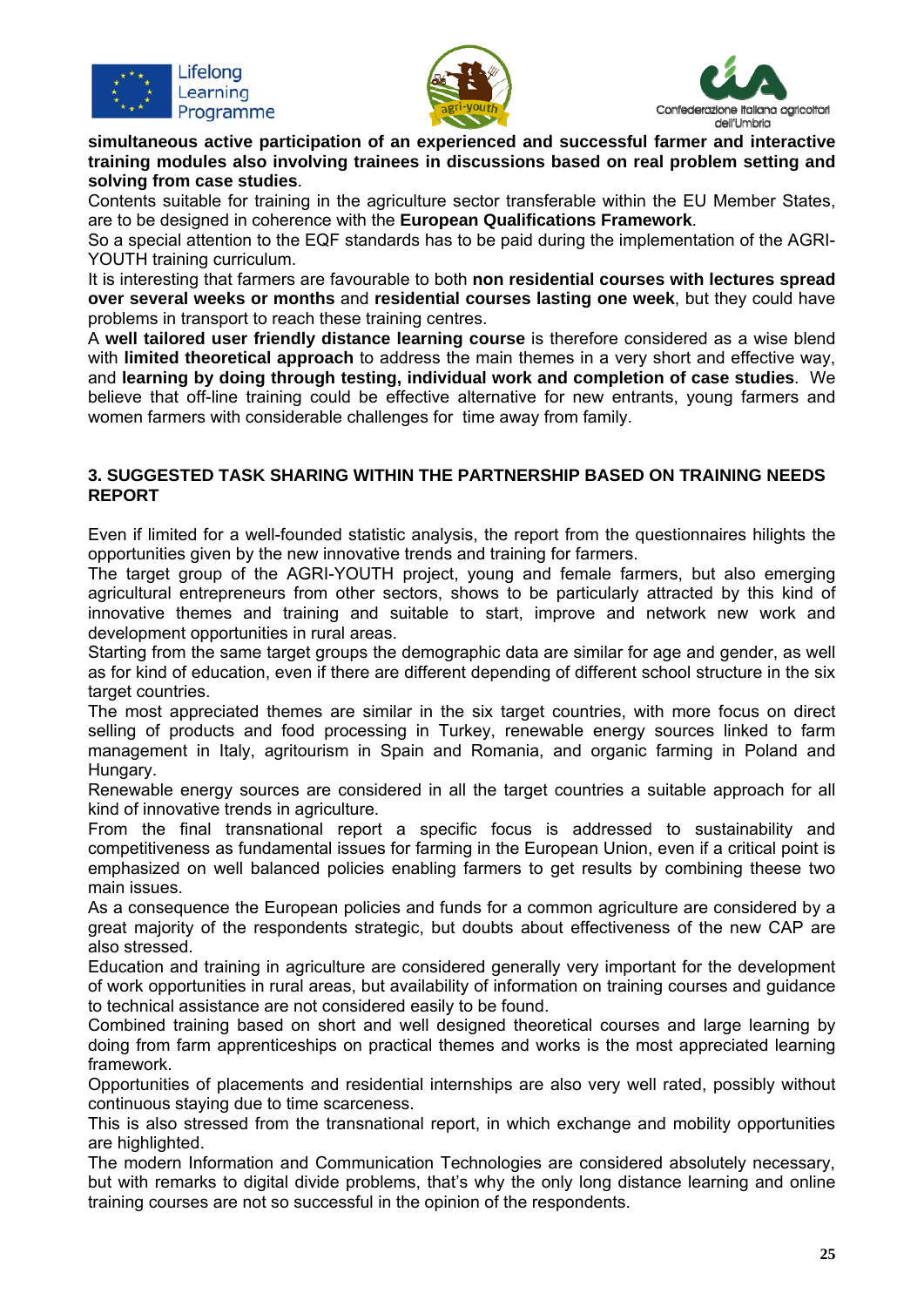**simultaneous active participation of an experienced and successful farmer and interactive training modules also involving trainees in discussions based on real problem setting and solving from case studies**.

Contents suitable for training in the agriculture sector transferable within the EU Member States, are to be designed in coherence with the **European Qualifications Framework**.

So a special attention to the EQF standards has to be paid during the implementation of the AGRI-YOUTH training curriculum.

It is interesting that farmers are favourable to both **non residential courses with lectures spread over several weeks or months** and **residential courses lasting one week**, but they could have problems in transport to reach these training centres.

A **well tailored user friendly distance learning course** is therefore considered as a wise blend with **limited theoretical approach** to address the main themes in a very short and effective way, and **learning by doing through testing, individual work and completion of case studies**. We believe that off-line training could be effective alternative for new entrants, young farmers and women farmers with considerable challenges for time away from family.

### 3. SUGGESTED TASK SHARING WITHIN THE PARTNERSHIP BASED ON TRAINING NEEDS REPORT

Even if limited for a well-founded statistic analysis, the report from the questionnaires hilights the opportunities given by the new innovative trends and training for farmers.

The target group of the AGRI-YOUTH project, young and female farmers, but also emerging agricultural entrepreneurs from other sectors, shows to be particularly attracted by this kind of innovative themes and training and suitable to start, improve and network new work and development opportunities in rural areas.

Starting from the same target groups the demographic data are similar for age and gender, as well as for kind of education, even if there are different depending of different school structure in the six target countries.

The most appreciated themes are similar in the six target countries, with more focus on direct selling of products and food processing in Turkey, renewable energy sources linked to farm management in Italy, agritourism in Spain and Romania, and organic farming in Poland and Hungary.

Renewable energy sources are considered in all the target countries a suitable approach for all kind of innovative trends in agriculture.

From the final transnational report a specific focus is addressed to sustainability and competitiveness as fundamental issues for farming in the European Union, even if a critical point is emphasized on well balanced policies enabling farmers to get results by combining theese two main issues.

As a consequence the European policies and funds for a common agriculture are considered by a great majority of the respondents strategic, but doubts about effectiveness of the new CAP are also stressed.

Education and training in agriculture are considered generally very important for the development of work opportunities in rural areas, but availability of information on training courses and guidance to technical assistance are not considered easily to be found.

Combined training based on short and well designed theoretical courses and large learning by doing from farm apprenticeships on practical themes and works is the most appreciated learning framework.

Opportunities of placements and residential internships are also very well rated, possibly without continuous staying due to time scarceness.

This is also stressed from the transnational report, in which exchange and mobility opportunities are highlighted.

The modern Information and Communication Technologies are considered absolutely necessary, but with remarks to digital divide problems, that's why the only long distance learning and online training courses are not so successful in the opinion of the respondents.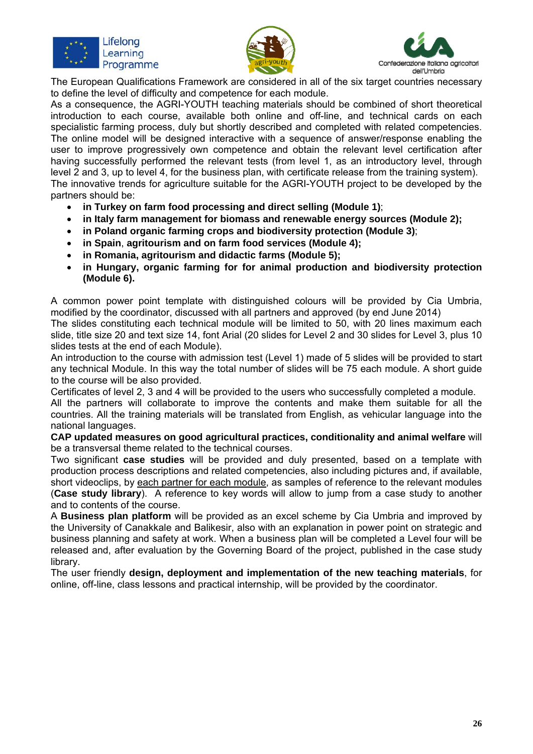The European Qualifications Framework are considered in all of the six target countries necessary to define the level of difficulty and competence for each module.

As a consequence, the AGRI-YOUTH teaching materials should be combined of short theoretical introduction to each course, available both online and off-line, and technical cards on each specialistic farming process, duly but shortly described and completed with related competencies. The online model will be designed interactive with a sequence of answer/response enabling the user to improve progressively own competence and obtain the relevant level certification after having successfully performed the relevant tests (from level 1, as an introductory level, through level 2 and 3, up to level 4, for the business plan, with certificate release from the training system).

The innovative trends for agriculture suitable for the AGRI-YOUTH project to be developed by the partners should be:

- **in Turkey on farm food processing and direct selling (Module 1)**;
- **in Italy farm management for biomass and renewable energy sources (Module 2);**
- **in Poland organic farming crops and biodiversity protection (Module 3)**;
- **in Spain**, **agritourism and on farm food services (Module 4);**
- **in Romania, agritourism and didactic farms (Module 5);**
- **in Hungary, organic farming for for animal production and biodiversity protection (Module 6).**

A common power point template with distinguished colours will be provided by Cia Umbria, modified by the coordinator, discussed with all partners and approved (by end June 2014)

The slides constituting each technical module will be limited to 50, with 20 lines maximum each slide, title size 20 and text size 14, font Arial (20 slides for Level 2 and 30 slides for Level 3, plus 10 slides tests at the end of each Module).

An introduction to the course with admission test (Level 1) made of 5 slides will be provided to start any technical Module. In this way the total number of slides will be 75 each module. A short guide to the course will be also provided.

Certificates of level 2, 3 and 4 will be provided to the users who successfully completed a module.

All the partners will collaborate to improve the contents and make them suitable for all the countries. All the training materials will be translated from English, as vehicular language into the national languages.

**CAP updated measures on good agricultural practices, conditionality and animal welfare** will be a transversal theme related to the technical courses.

Two significant **case studies** will be provided and duly presented, based on a template with production process descriptions and related competencies, also including pictures and, if available, short videoclips, by <u>each partner for each module</u>, as samples of reference to the relevant modules (**Case study library**). A reference to key words will allow to jump from a case study to another and to contents of the course.

A **Business plan platform** will be provided as an excel scheme by Cia Umbria and improved by the University of Canakkale and Balikesir, also with an explanation in power point on strategic and business planning and safety at work. When a business plan will be completed a Level four will be released and, after evaluation by the Governing Board of the project, published in the case study library.

The user friendly **design, deployment and implementation of the new teaching materials**, for online, off-line, class lessons and practical internship, will be provided by the coordinator.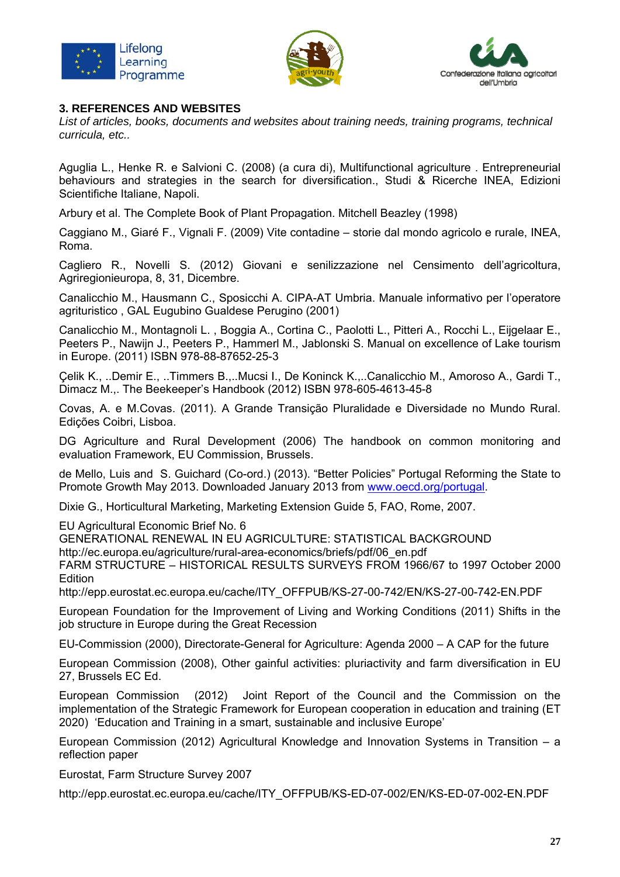### 3. REFERENCES AND WEBSITES

*List of articles, books, documents and websites about training needs, training programs, technical curricula, etc..*

Aguglia L., Henke R. e Salvioni C. (2008) (a cura di), Multifunctional agriculture . Entrepreneurial behaviours and strategies in the search for diversification., Studi & Ricerche INEA, Edizioni Scientifiche Italiane, Napoli.

Arbury et al. The Complete Book of Plant Propagation. Mitchell Beazley (1998)

Caggiano M., Giaré F., Vignali F. (2009) Vite contadine – storie dal mondo agricolo e rurale, INEA, Roma.

Cagliero R., Novelli S. (2012) Giovani e senilizzazione nel Censimento dell'agricoltura, Agriregionieuropa, 8, 31, Dicembre.

Canalicchio M., Hausmann C., Sposicchi A. CIPA-AT Umbria. Manuale informativo per l'operatore agrituristico , GAL Eugubino Gualdese Perugino (2001)

Canalicchio M., Montagnoli L. , Boggia A., Cortina C., Paolotti L., Pitteri A., Rocchi L., Eijgelaar E., Peeters P., Nawijn J., Peeters P., Hammerl M., Jablonski S. Manual on excellence of Lake tourism in Europe. (2011) ISBN 978-88-87652-25-3

Çelik K., ..Demir E., ..Timmers B.,..Mucsi I., De Koninck K.,..Canalicchio M., Amoroso A., Gardi T., Dimacz M.,. The Beekeeper's Handbook (2012) ISBN 978-605-4613-45-8

Covas, A. e M.Covas. (2011). A Grande Transição Pluralidade e Diversidade no Mundo Rural. Edições Coibri, Lisboa.

DG Agriculture and Rural Development (2006) The handbook on common monitoring and evaluation Framework, EU Commission, Brussels.

de Mello, Luis and S. Guichard (Co-ord.) (2013). "Better Policies" Portugal Reforming the State to Promote Growth May 2013. Downloaded January 2013 from [www.oecd.org/portugal](www.oecd.org/portugal).

Dixie G., Horticultural Marketing, Marketing Extension Guide 5, FAO, Rome, 2007.

EU Agricultural Economic Brief No. 6
GENERATIONAL RENEWAL IN EU AGRICULTURE: STATISTICAL BACKGROUND
http://ec.europa.eu/agriculture/rural-area-economics/briefs/pdf/06_en.pdf
FARM STRUCTURE – HISTORICAL RESULTS SURVEYS FROM 1966/67 to 1997 October 2000 Edition
http://epp.eurostat.ec.europa.eu/cache/ITY_OFFPUB/KS-27-00-742/EN/KS-27-00-742-EN.PDF

European Foundation for the Improvement of Living and Working Conditions (2011) Shifts in the job structure in Europe during the Great Recession

EU-Commission (2000), Directorate-General for Agriculture: Agenda 2000 – A CAP for the future

European Commission (2008), Other gainful activities: pluriactivity and farm diversification in EU 27, Brussels EC Ed.

European Commission (2012) Joint Report of the Council and the Commission on the implementation of the Strategic Framework for European cooperation in education and training (ET 2020) 'Education and Training in a smart, sustainable and inclusive Europe'

European Commission (2012) Agricultural Knowledge and Innovation Systems in Transition – a reflection paper

Eurostat, Farm Structure Survey 2007

http://epp.eurostat.ec.europa.eu/cache/ITY_OFFPUB/KS-ED-07-002/EN/KS-ED-07-002-EN.PDF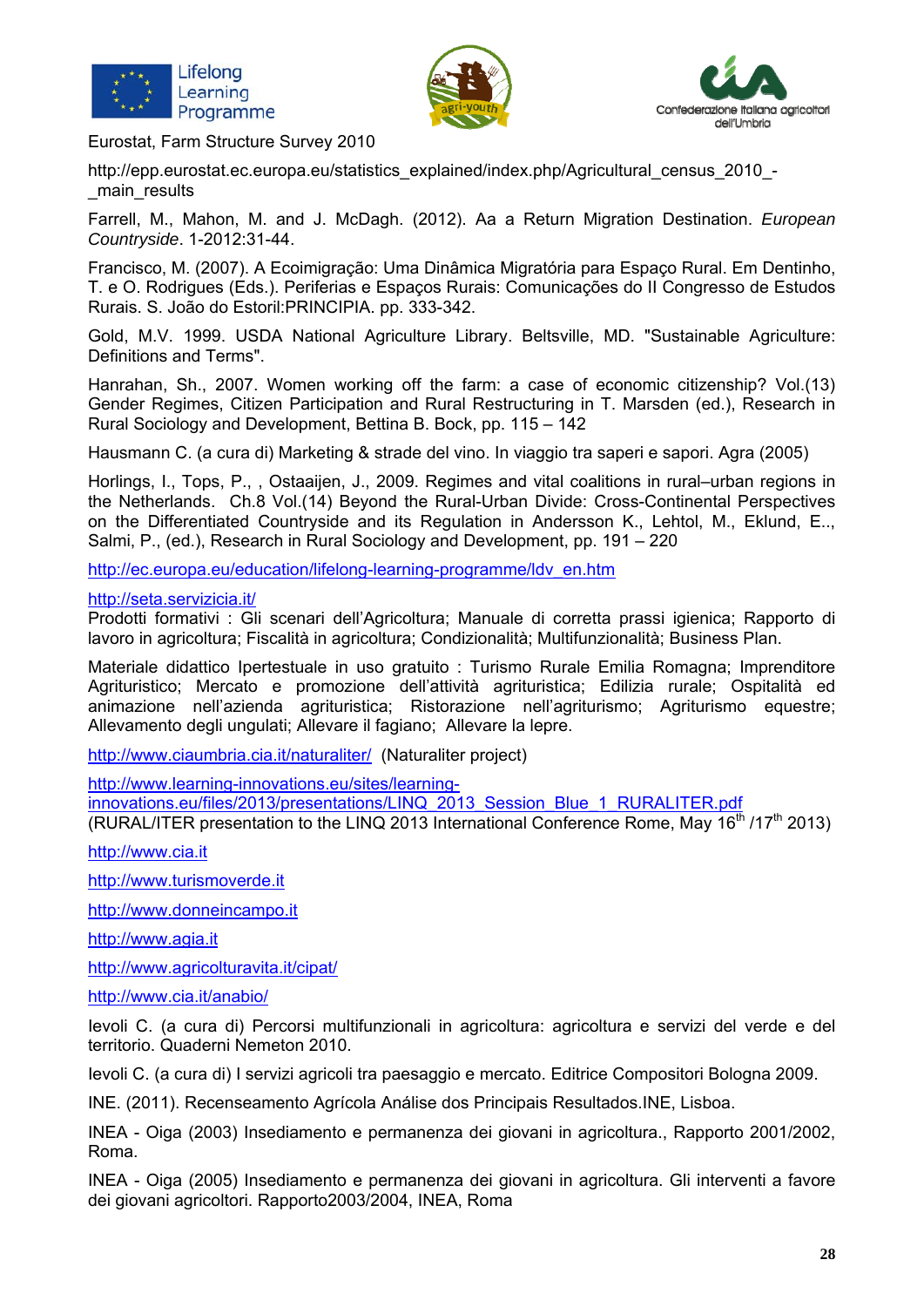Eurostat, Farm Structure Survey 2010

http://epp.eurostat.ec.europa.eu/statistics_explained/index.php/Agricultural_census_2010_-_main_results

Farrell, M., Mahon, M. and J. McDagh. (2012). Aa a Return Migration Destination. *European Countryside*. 1-2012:31-44.

Francisco, M. (2007). A Ecoimigração: Uma Dinâmica Migratória para Espaço Rural. Em Dentinho, T. e O. Rodrigues (Eds.). Periferias e Espaços Rurais: Comunicações do II Congresso de Estudos Rurais. S. João do Estoril:PRINCIPIA. pp. 333-342.

Gold, M.V. 1999. USDA National Agriculture Library. Beltsville, MD. "Sustainable Agriculture: Definitions and Terms".

Hanrahan, Sh., 2007. Women working off the farm: a case of economic citizenship? Vol.(13) Gender Regimes, Citizen Participation and Rural Restructuring in T. Marsden (ed.), Research in Rural Sociology and Development, Bettina B. Bock, pp. 115 – 142

Hausmann C. (a cura di) Marketing & strade del vino. In viaggio tra saperi e sapori. Agra (2005)

Horlings, I., Tops, P., , Ostaaijen, J., 2009. Regimes and vital coalitions in rural–urban regions in the Netherlands. Ch.8 Vol.(14) Beyond the Rural-Urban Divide: Cross-Continental Perspectives on the Differentiated Countryside and its Regulation in Andersson K., Lehtol, M., Eklund, E.., Salmi, P., (ed.), Research in Rural Sociology and Development, pp. 191 – 220

http://ec.europa.eu/education/lifelong-learning-programme/ldv_en.htm

http://seta.servizicia.it/
Prodotti formativi : Gli scenari dell'Agricoltura; Manuale di corretta prassi igienica; Rapporto di lavoro in agricoltura; Fiscalità in agricoltura; Condizionalità; Multifunzionalità; Business Plan.

Materiale didattico Ipertestuale in uso gratuito : Turismo Rurale Emilia Romagna; Imprenditore Agrituristico; Mercato e promozione dell'attività agrituristica; Edilizia rurale; Ospitalità ed animazione nell'azienda agrituristica; Ristorazione nell'agriturismo; Agriturismo equestre; Allevamento degli ungulati; Allevare il fagiano; Allevare la lepre.

http://www.ciaumbria.cia.it/naturaliter/ (Naturaliter project)

http://www.learning-innovations.eu/sites/learning-innovations.eu/files/2013/presentations/LINQ_2013_Session_Blue_1_RURALITER.pdf
(RURAL/ITER presentation to the LINQ 2013 International Conference Rome, May 16th /17th 2013)

http://www.cia.it

http://www.turismoverde.it

http://www.donneincampo.it

http://www.agia.it

http://www.agricolturavita.it/cipat/

http://www.cia.it/anabio/

Ievoli C. (a cura di) Percorsi multifunzionali in agricoltura: agricoltura e servizi del verde e del territorio. Quaderni Nemeton 2010.

Ievoli C. (a cura di) I servizi agricoli tra paesaggio e mercato. Editrice Compositori Bologna 2009.

INE. (2011). Recenseamento Agrícola Análise dos Principais Resultados.INE, Lisboa.

INEA - Oiga (2003) Insediamento e permanenza dei giovani in agricoltura., Rapporto 2001/2002, Roma.

INEA - Oiga (2005) Insediamento e permanenza dei giovani in agricoltura. Gli interventi a favore dei giovani agricoltori. Rapporto2003/2004, INEA, Roma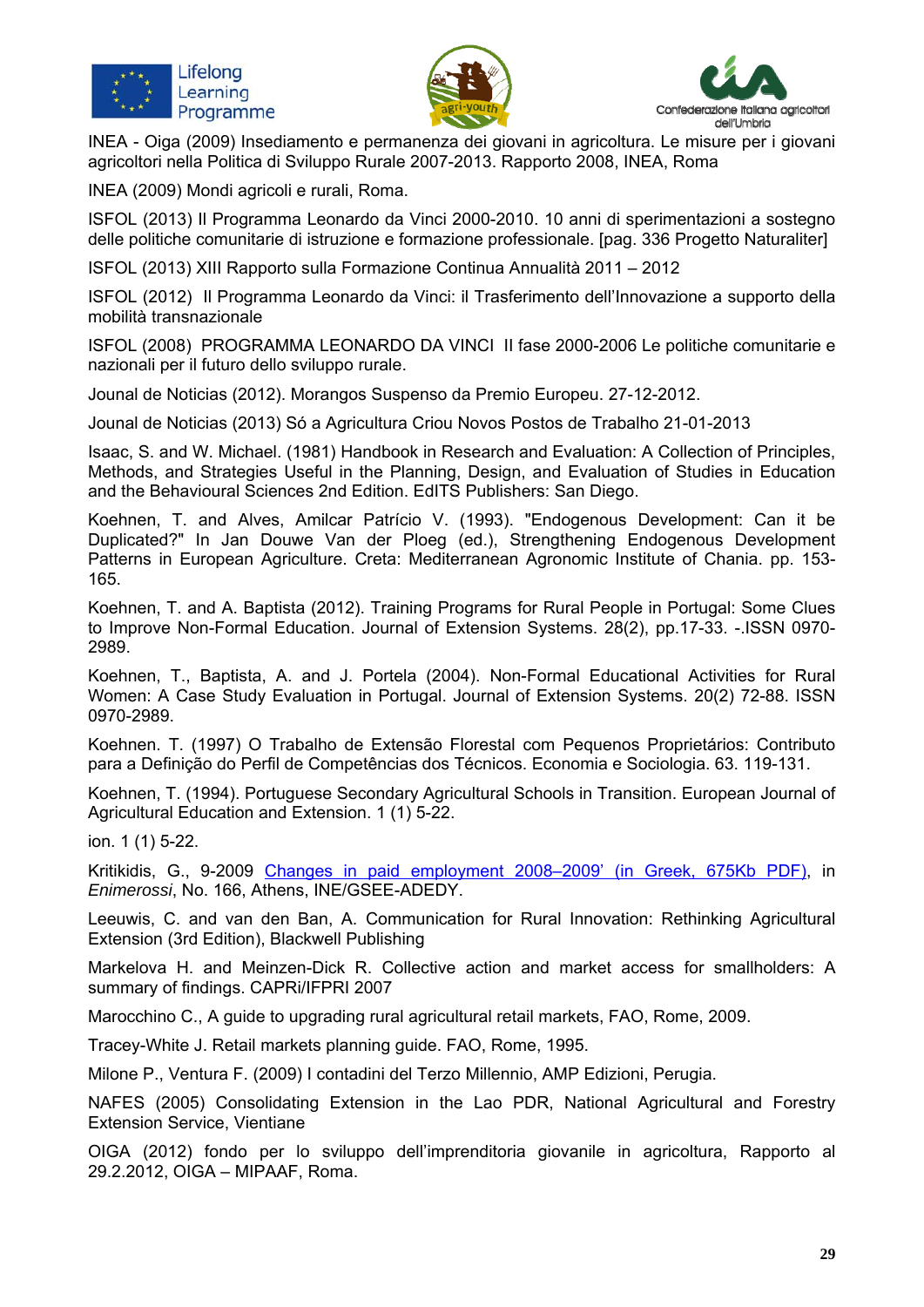INEA - Oiga (2009) Insediamento e permanenza dei giovani in agricoltura. Le misure per i giovani agricoltori nella Politica di Sviluppo Rurale 2007-2013. Rapporto 2008, INEA, Roma

INEA (2009) Mondi agricoli e rurali, Roma.

ISFOL (2013) Il Programma Leonardo da Vinci 2000-2010. 10 anni di sperimentazioni a sostegno delle politiche comunitarie di istruzione e formazione professionale. [pag. 336 Progetto Naturaliter]

ISFOL (2013) XIII Rapporto sulla Formazione Continua Annualità 2011 – 2012

ISFOL (2012) Il Programma Leonardo da Vinci: il Trasferimento dell'Innovazione a supporto della mobilità transnazionale

ISFOL (2008) PROGRAMMA LEONARDO DA VINCI II fase 2000-2006 Le politiche comunitarie e nazionali per il futuro dello sviluppo rurale.

Jounal de Noticias (2012). Morangos Suspenso da Premio Europeu. 27-12-2012.

Jounal de Noticias (2013) Só a Agricultura Criou Novos Postos de Trabalho 21-01-2013

Isaac, S. and W. Michael. (1981) Handbook in Research and Evaluation: A Collection of Principles, Methods, and Strategies Useful in the Planning, Design, and Evaluation of Studies in Education and the Behavioural Sciences 2nd Edition. EdITS Publishers: San Diego.

Koehnen, T. and Alves, Amilcar Patrício V. (1993). "Endogenous Development: Can it be Duplicated?" In Jan Douwe Van der Ploeg (ed.), Strengthening Endogenous Development Patterns in European Agriculture. Creta: Mediterranean Agronomic Institute of Chania. pp. 153-165.

Koehnen, T. and A. Baptista (2012). Training Programs for Rural People in Portugal: Some Clues to Improve Non-Formal Education. Journal of Extension Systems. 28(2), pp.17-33. -.ISSN 0970-2989.

Koehnen, T., Baptista, A. and J. Portela (2004). Non-Formal Educational Activities for Rural Women: A Case Study Evaluation in Portugal. Journal of Extension Systems. 20(2) 72-88. ISSN 0970-2989.

Koehnen. T. (1997) O Trabalho de Extensão Florestal com Pequenos Proprietários: Contributo para a Definição do Perfil de Competências dos Técnicos. Economia e Sociologia. 63. 119-131.

Koehnen, T. (1994). Portuguese Secondary Agricultural Schools in Transition. European Journal of Agricultural Education and Extension. 1 (1) 5-22.

ion. 1 (1) 5-22.

Kritikidis, G., 9-2009 Changes in paid employment 2008–2009' (in Greek, 675Kb PDF), in *Enimerossi*, No. 166, Athens, INE/GSEE-ADEDY.

Leeuwis, C. and van den Ban, A. Communication for Rural Innovation: Rethinking Agricultural Extension (3rd Edition), Blackwell Publishing

Markelova H. and Meinzen-Dick R. Collective action and market access for smallholders: A summary of findings. CAPRi/IFPRI 2007

Marocchino C., A guide to upgrading rural agricultural retail markets, FAO, Rome, 2009.

Tracey-White J. Retail markets planning guide. FAO, Rome, 1995.

Milone P., Ventura F. (2009) I contadini del Terzo Millennio, AMP Edizioni, Perugia.

NAFES (2005) Consolidating Extension in the Lao PDR, National Agricultural and Forestry Extension Service, Vientiane

OIGA (2012) fondo per lo sviluppo dell'imprenditoria giovanile in agricoltura, Rapporto al 29.2.2012, OIGA – MIPAAF, Roma.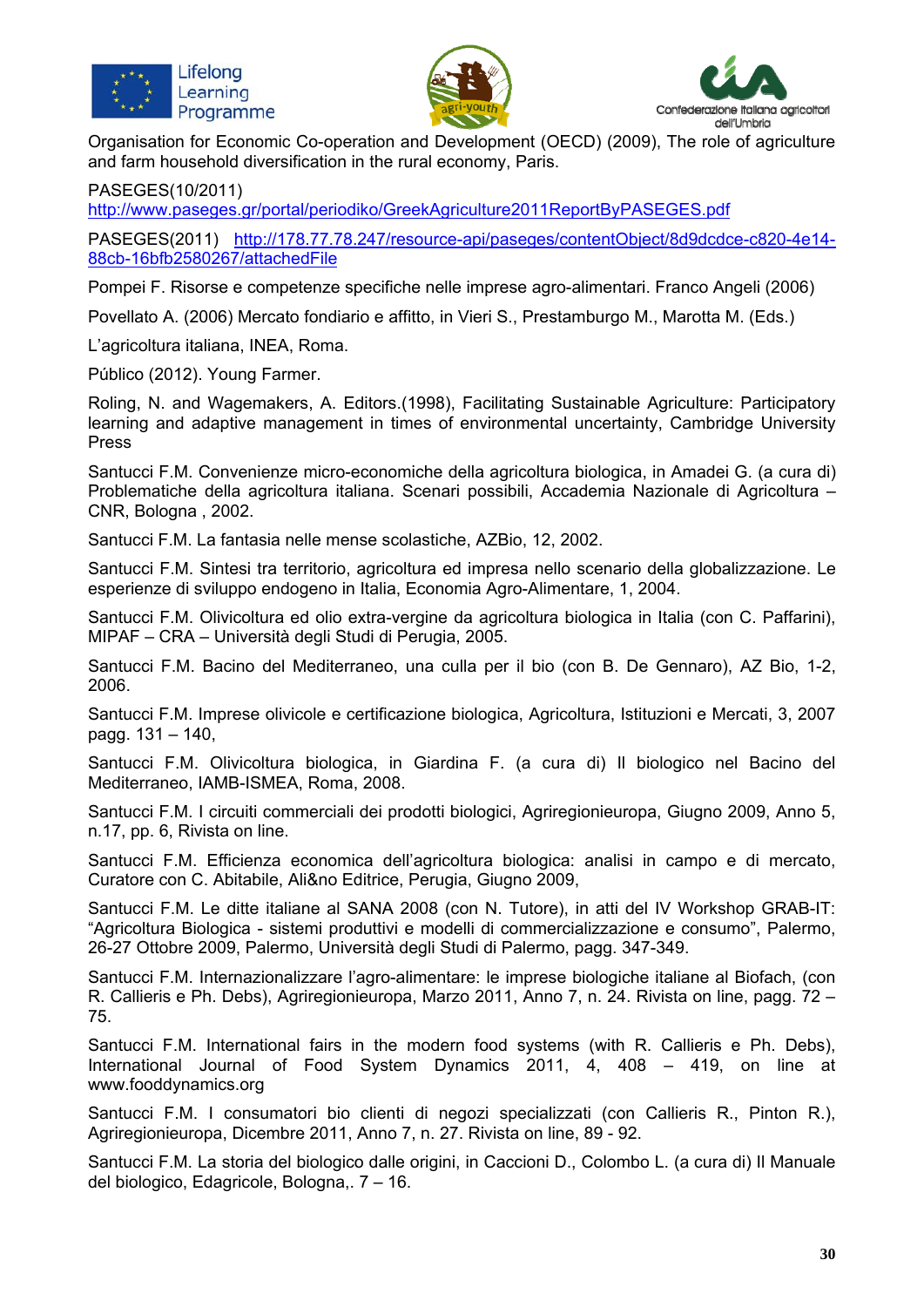Organisation for Economic Co-operation and Development (OECD) (2009), The role of agriculture and farm household diversification in the rural economy, Paris.

PASEGES(10/2011)
[http://www.paseges.gr/portal/periodiko/GreekAgriculture2011ReportByPASEGES.pdf](http://www.paseges.gr/portal/periodiko/GreekAgriculture2011ReportByPASEGES.pdf)

PASEGES(2011) [http://178.77.78.247/resource-api/paseges/contentObject/8d9dcdce-c820-4e14-88cb-16bfb2580267/attachedFile](http://178.77.78.247/resource-api/paseges/contentObject/8d9dcdce-c820-4e14-88cb-16bfb2580267/attachedFile)

Pompei F. Risorse e competenze specifiche nelle imprese agro-alimentari. Franco Angeli (2006)

Povellato A. (2006) Mercato fondiario e affitto, in Vieri S., Prestamburgo M., Marotta M. (Eds.)

L'agricoltura italiana, INEA, Roma.

Público (2012). Young Farmer.

Roling, N. and Wagemakers, A. Editors.(1998), Facilitating Sustainable Agriculture: Participatory learning and adaptive management in times of environmental uncertainty, Cambridge University Press

Santucci F.M. Convenienze micro-economiche della agricoltura biologica, in Amadei G. (a cura di) Problematiche della agricoltura italiana. Scenari possibili, Accademia Nazionale di Agricoltura – CNR, Bologna , 2002.

Santucci F.M. La fantasia nelle mense scolastiche, AZBio, 12, 2002.

Santucci F.M. Sintesi tra territorio, agricoltura ed impresa nello scenario della globalizzazione. Le esperienze di sviluppo endogeno in Italia, Economia Agro-Alimentare, 1, 2004.

Santucci F.M. Olivicoltura ed olio extra-vergine da agricoltura biologica in Italia (con C. Paffarini), MIPAF – CRA – Università degli Studi di Perugia, 2005.

Santucci F.M. Bacino del Mediterraneo, una culla per il bio (con B. De Gennaro), AZ Bio, 1-2, 2006.

Santucci F.M. Imprese olivicole e certificazione biologica, Agricoltura, Istituzioni e Mercati, 3, 2007 pagg. 131 – 140,

Santucci F.M. Olivicoltura biologica, in Giardina F. (a cura di) Il biologico nel Bacino del Mediterraneo, IAMB-ISMEA, Roma, 2008.

Santucci F.M. I circuiti commerciali dei prodotti biologici, Agriregionieuropa, Giugno 2009, Anno 5, n.17, pp. 6, Rivista on line.

Santucci F.M. Efficienza economica dell'agricoltura biologica: analisi in campo e di mercato, Curatore con C. Abitabile, Ali&no Editrice, Perugia, Giugno 2009,

Santucci F.M. Le ditte italiane al SANA 2008 (con N. Tutore), in atti del IV Workshop GRAB-IT: "Agricoltura Biologica - sistemi produttivi e modelli di commercializzazione e consumo", Palermo, 26-27 Ottobre 2009, Palermo, Università degli Studi di Palermo, pagg. 347-349.

Santucci F.M. Internazionalizzare l'agro-alimentare: le imprese biologiche italiane al Biofach, (con R. Callieris e Ph. Debs), Agriregionieuropa, Marzo 2011, Anno 7, n. 24. Rivista on line, pagg. 72 – 75.

Santucci F.M. International fairs in the modern food systems (with R. Callieris e Ph. Debs), International Journal of Food System Dynamics 2011, 4, 408 – 419, on line at www.fooddynamics.org

Santucci F.M. I consumatori bio clienti di negozi specializzati (con Callieris R., Pinton R.), Agriregionieuropa, Dicembre 2011, Anno 7, n. 27. Rivista on line, 89 - 92.

Santucci F.M. La storia del biologico dalle origini, in Caccioni D., Colombo L. (a cura di) Il Manuale del biologico, Edagricole, Bologna,. 7 – 16.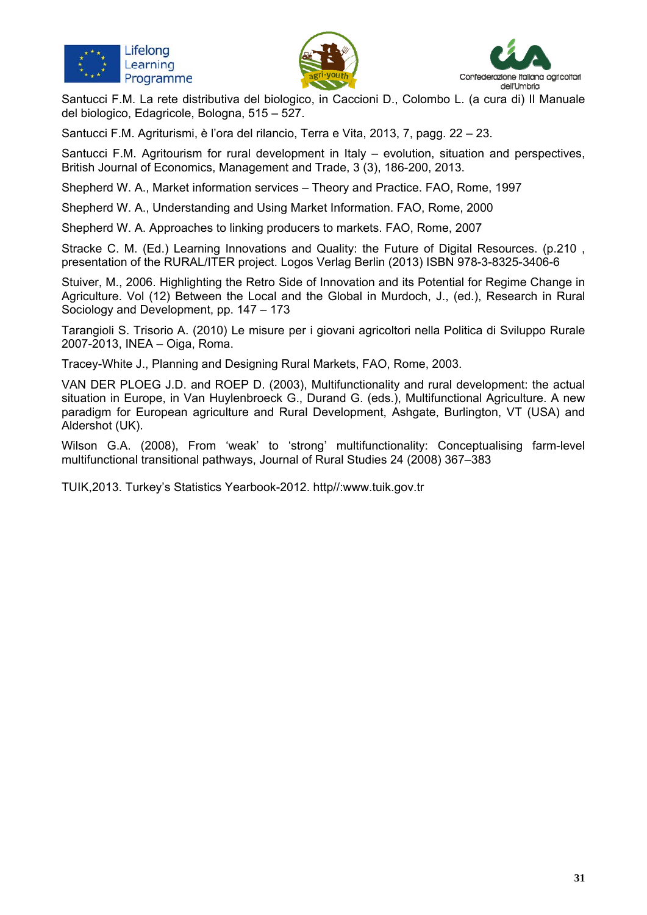Santucci F.M. La rete distributiva del biologico, in Caccioni D., Colombo L. (a cura di) Il Manuale del biologico, Edagricole, Bologna, 515 – 527.

Santucci F.M. Agriturismi, è l'ora del rilancio, Terra e Vita, 2013, 7, pagg. 22 – 23.

Santucci F.M. Agritourism for rural development in Italy – evolution, situation and perspectives, British Journal of Economics, Management and Trade, 3 (3), 186-200, 2013.

Shepherd W. A., Market information services – Theory and Practice. FAO, Rome, 1997

Shepherd W. A., Understanding and Using Market Information. FAO, Rome, 2000

Shepherd W. A. Approaches to linking producers to markets. FAO, Rome, 2007

Stracke C. M. (Ed.) Learning Innovations and Quality: the Future of Digital Resources. (p.210 , presentation of the RURAL/ITER project. Logos Verlag Berlin (2013) ISBN 978-3-8325-3406-6

Stuiver, M., 2006. Highlighting the Retro Side of Innovation and its Potential for Regime Change in Agriculture. Vol (12) Between the Local and the Global in Murdoch, J., (ed.), Research in Rural Sociology and Development, pp. 147 – 173

Tarangioli S. Trisorio A. (2010) Le misure per i giovani agricoltori nella Politica di Sviluppo Rurale 2007-2013, INEA – Oiga, Roma.

Tracey-White J., Planning and Designing Rural Markets, FAO, Rome, 2003.

VAN DER PLOEG J.D. and ROEP D. (2003), Multifunctionality and rural development: the actual situation in Europe, in Van Huylenbroeck G., Durand G. (eds.), Multifunctional Agriculture. A new paradigm for European agriculture and Rural Development, Ashgate, Burlington, VT (USA) and Aldershot (UK).

Wilson G.A. (2008), From 'weak' to 'strong' multifunctionality: Conceptualising farm-level multifunctional transitional pathways, Journal of Rural Studies 24 (2008) 367–383

TUIK,2013. Turkey's Statistics Yearbook-2012. http//:www.tuik.gov.tr